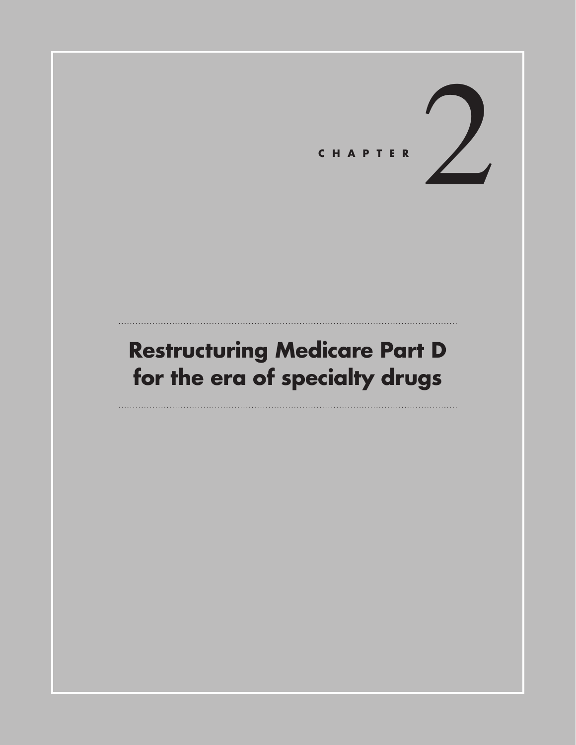CHAPTER 2

# Restructuring Medicare Part D for the era of specialty drugs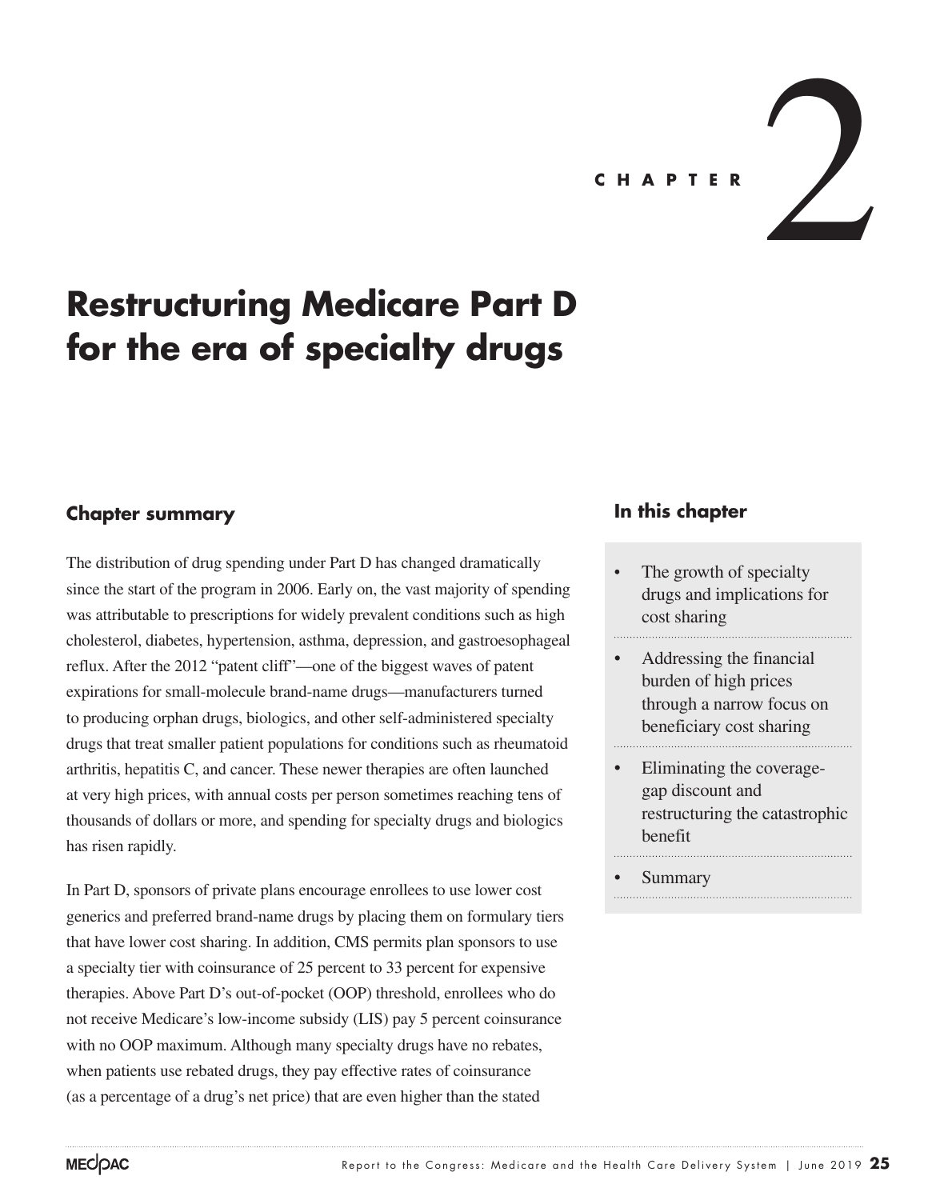CHAPTER 2

# Restructuring Medicare Part D for the era of specialty drugs

## Chapter summary

The distribution of drug spending under Part D has changed dramatically since the start of the program in 2006. Early on, the vast majority of spending was attributable to prescriptions for widely prevalent conditions such as high cholesterol, diabetes, hypertension, asthma, depression, and gastroesophageal reflux. After the 2012 "patent cliff"—one of the biggest waves of patent expirations for small-molecule brand-name drugs—manufacturers turned to producing orphan drugs, biologics, and other self-administered specialty drugs that treat smaller patient populations for conditions such as rheumatoid arthritis, hepatitis C, and cancer. These newer therapies are often launched at very high prices, with annual costs per person sometimes reaching tens of thousands of dollars or more, and spending for specialty drugs and biologics has risen rapidly.

In Part D, sponsors of private plans encourage enrollees to use lower cost generics and preferred brand-name drugs by placing them on formulary tiers that have lower cost sharing. In addition, CMS permits plan sponsors to use a specialty tier with coinsurance of 25 percent to 33 percent for expensive therapies. Above Part D's out-of-pocket (OOP) threshold, enrollees who do not receive Medicare's low-income subsidy (LIS) pay 5 percent coinsurance with no OOP maximum. Although many specialty drugs have no rebates, when patients use rebated drugs, they pay effective rates of coinsurance (as a percentage of a drug's net price) that are even higher than the stated

## In this chapter

- The growth of specialty drugs and implications for cost sharing
- Addressing the financial burden of high prices through a narrow focus on beneficiary cost sharing
- Eliminating the coverage-gap discount and restructuring the catastrophic benefit
- Summary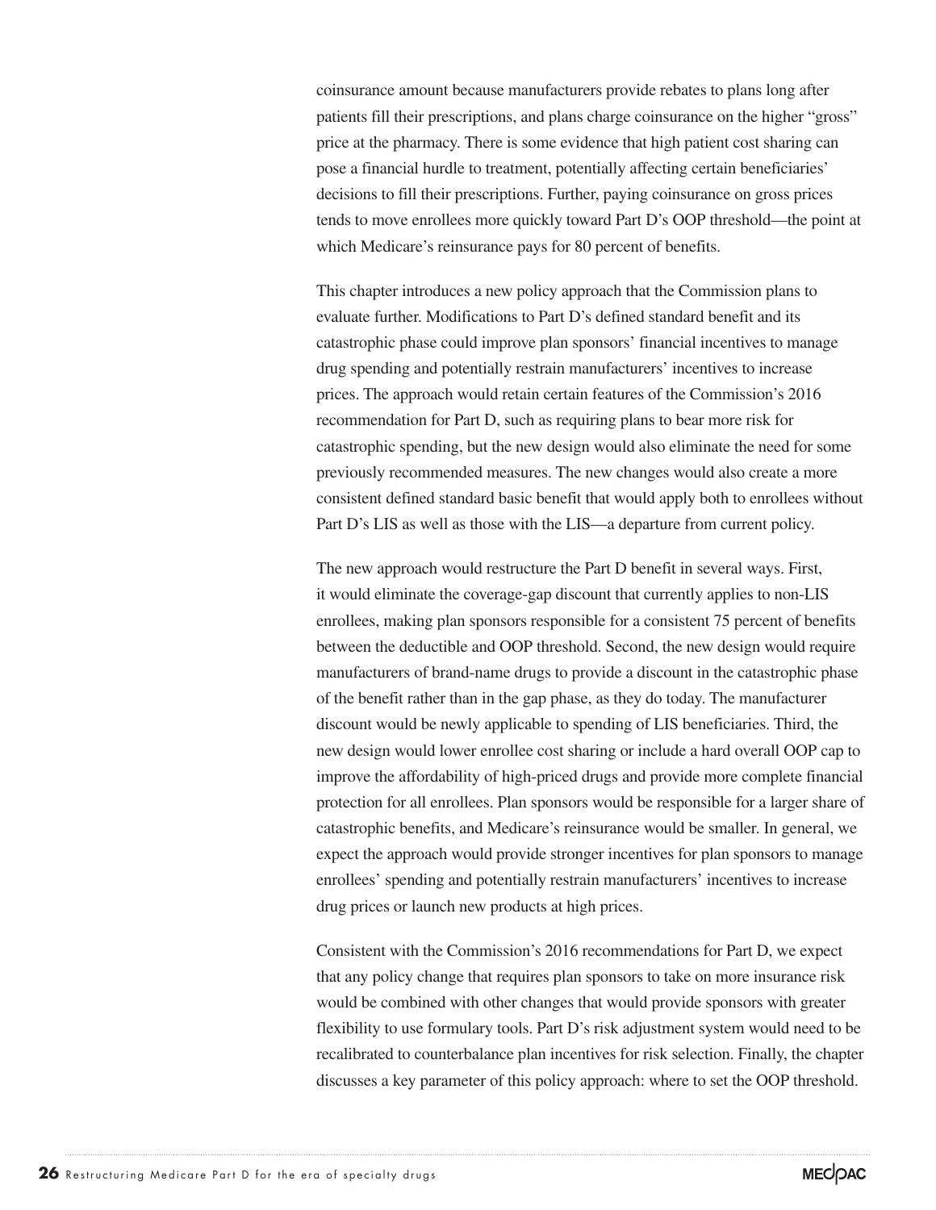coinsurance amount because manufacturers provide rebates to plans long after patients fill their prescriptions, and plans charge coinsurance on the higher "gross" price at the pharmacy. There is some evidence that high patient cost sharing can pose a financial hurdle to treatment, potentially affecting certain beneficiaries' decisions to fill their prescriptions. Further, paying coinsurance on gross prices tends to move enrollees more quickly toward Part D's OOP threshold—the point at which Medicare's reinsurance pays for 80 percent of benefits.

This chapter introduces a new policy approach that the Commission plans to evaluate further. Modifications to Part D's defined standard benefit and its catastrophic phase could improve plan sponsors' financial incentives to manage drug spending and potentially restrain manufacturers' incentives to increase prices. The approach would retain certain features of the Commission's 2016 recommendation for Part D, such as requiring plans to bear more risk for catastrophic spending, but the new design would also eliminate the need for some previously recommended measures. The new changes would also create a more consistent defined standard basic benefit that would apply both to enrollees without Part D's LIS as well as those with the LIS—a departure from current policy.

The new approach would restructure the Part D benefit in several ways. First, it would eliminate the coverage-gap discount that currently applies to non-LIS enrollees, making plan sponsors responsible for a consistent 75 percent of benefits between the deductible and OOP threshold. Second, the new design would require manufacturers of brand-name drugs to provide a discount in the catastrophic phase of the benefit rather than in the gap phase, as they do today. The manufacturer discount would be newly applicable to spending of LIS beneficiaries. Third, the new design would lower enrollee cost sharing or include a hard overall OOP cap to improve the affordability of high-priced drugs and provide more complete financial protection for all enrollees. Plan sponsors would be responsible for a larger share of catastrophic benefits, and Medicare's reinsurance would be smaller. In general, we expect the approach would provide stronger incentives for plan sponsors to manage enrollees' spending and potentially restrain manufacturers' incentives to increase drug prices or launch new products at high prices.

Consistent with the Commission's 2016 recommendations for Part D, we expect that any policy change that requires plan sponsors to take on more insurance risk would be combined with other changes that would provide sponsors with greater flexibility to use formulary tools. Part D's risk adjustment system would need to be recalibrated to counterbalance plan incentives for risk selection. Finally, the chapter discusses a key parameter of this policy approach: where to set the OOP threshold.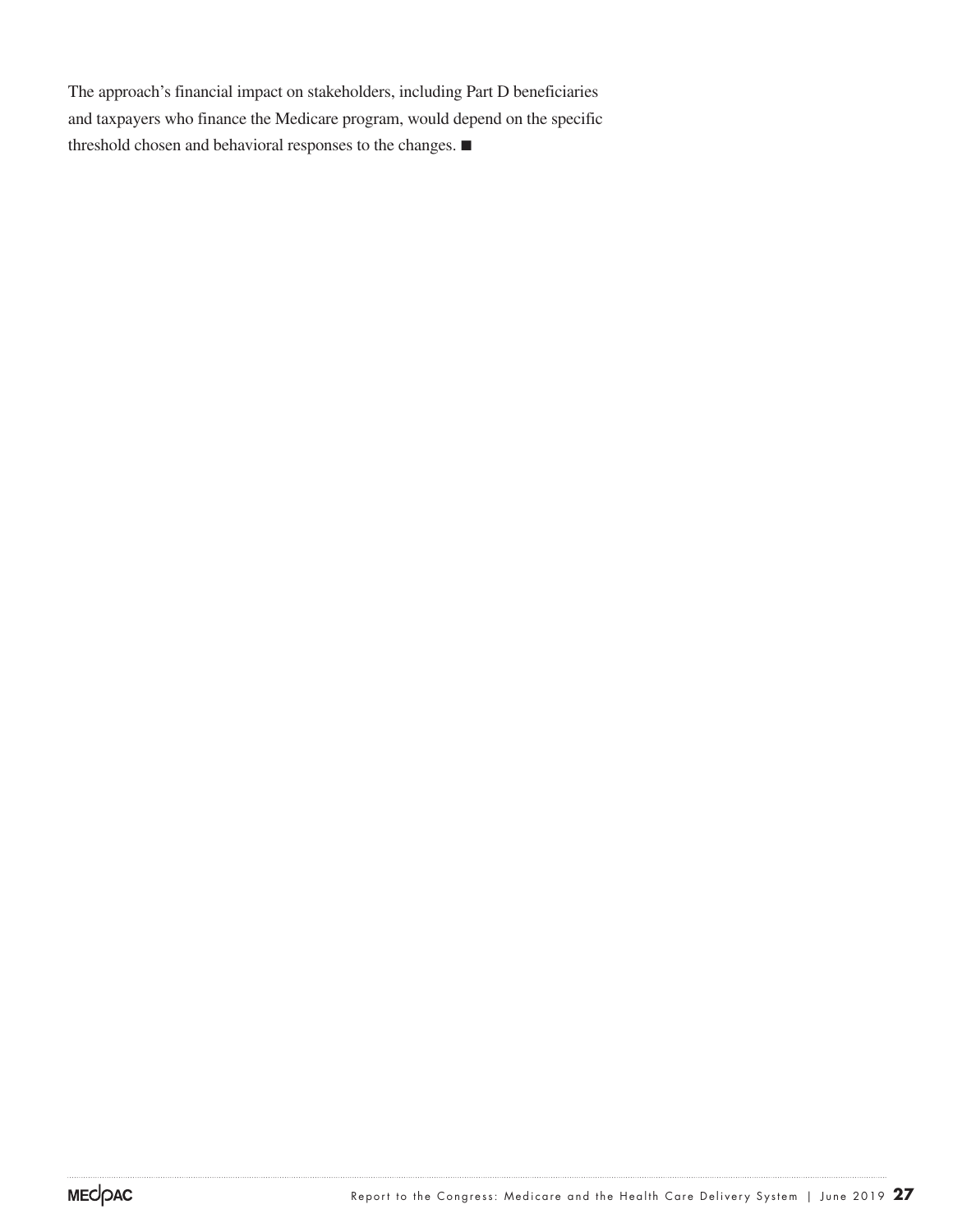The approach's financial impact on stakeholders, including Part D beneficiaries and taxpayers who finance the Medicare program, would depend on the specific threshold chosen and behavioral responses to the changes. ■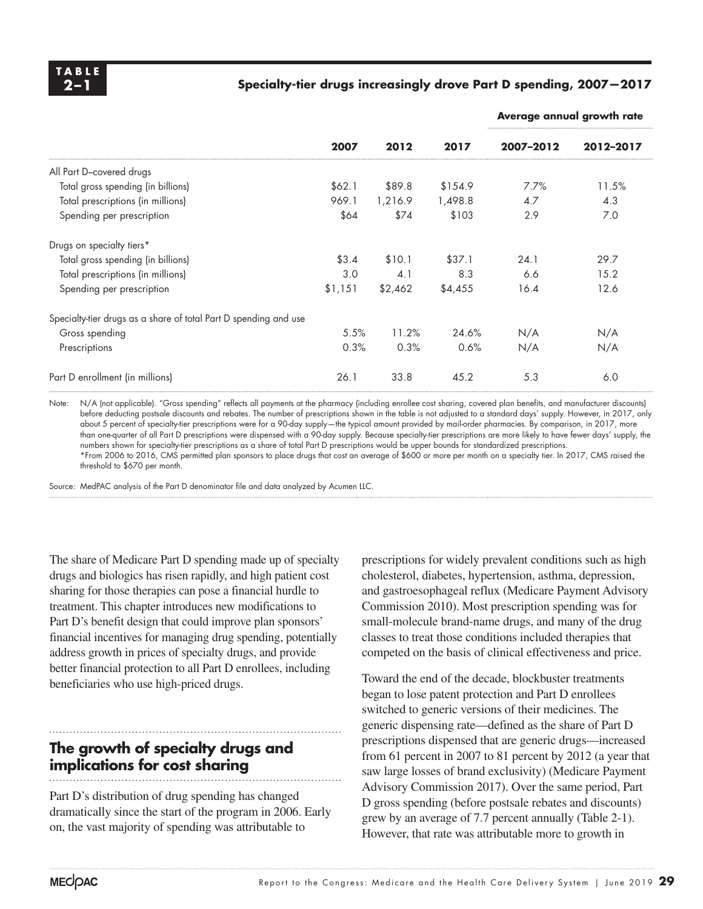**TABLE 2–1**

**Specialty-tier drugs increasingly drove Part D spending, 2007–2017**

| | 2007 | 2012 | 2017 | Average annual growth rate 2007–2012 | Average annual growth rate 2012–2017 |
|---|---|---|---|---|---|
| All Part D–covered drugs | | | | | |
| Total gross spending (in billions) | $62.1 | $89.8 | $154.9 | 7.7% | 11.5% |
| Total prescriptions (in millions) | 969.1 | 1,216.9 | 1,498.8 | 4.7 | 4.3 |
| Spending per prescription | $64 | $74 | $103 | 2.9 | 7.0 |
| Drugs on specialty tiers* | | | | | |
| Total gross spending (in billions) | $3.4 | $10.1 | $37.1 | 24.1 | 29.7 |
| Total prescriptions (in millions) | 3.0 | 4.1 | 8.3 | 6.6 | 15.2 |
| Spending per prescription | $1,151 | $2,462 | $4,455 | 16.4 | 12.6 |
| Specialty-tier drugs as a share of total Part D spending and use | | | | | |
| Gross spending | 5.5% | 11.2% | 24.6% | N/A | N/A |
| Prescriptions | 0.3% | 0.3% | 0.6% | N/A | N/A |
| Part D enrollment (in millions) | 26.1 | 33.8 | 45.2 | 5.3 | 6.0 |

Note: N/A (not applicable). "Gross spending" reflects all payments at the pharmacy (including enrollee cost sharing, covered plan benefits, and manufacturer discounts) before deducting postsale discounts and rebates. The number of prescriptions shown in the table is not adjusted to a standard days' supply. However, in 2017, only about 5 percent of specialty-tier prescriptions were for a 90-day supply—the typical amount provided by mail-order pharmacies. By comparison, in 2017, more than one-quarter of all Part D prescriptions were dispensed with a 90-day supply. Because specialty-tier prescriptions are more likely to have fewer days' supply, the numbers shown for specialty-tier prescriptions as a share of total Part D prescriptions would be upper bounds for standardized prescriptions.
*From 2006 to 2016, CMS permitted plan sponsors to place drugs that cost an average of $600 or more per month on a specialty tier. In 2017, CMS raised the threshold to $670 per month.

Source: MedPAC analysis of the Part D denominator file and data analyzed by Acumen LLC.

The share of Medicare Part D spending made up of specialty drugs and biologics has risen rapidly, and high patient cost sharing for those therapies can pose a financial hurdle to treatment. This chapter introduces new modifications to Part D's benefit design that could improve plan sponsors' financial incentives for managing drug spending, potentially address growth in prices of specialty drugs, and provide better financial protection to all Part D enrollees, including beneficiaries who use high-priced drugs.

## The growth of specialty drugs and implications for cost sharing

Part D's distribution of drug spending has changed dramatically since the start of the program in 2006. Early on, the vast majority of spending was attributable to prescriptions for widely prevalent conditions such as high cholesterol, diabetes, hypertension, asthma, depression, and gastroesophageal reflux (Medicare Payment Advisory Commission 2010). Most prescription spending was for small-molecule brand-name drugs, and many of the drug classes to treat those conditions included therapies that competed on the basis of clinical effectiveness and price.

Toward the end of the decade, blockbuster treatments began to lose patent protection and Part D enrollees switched to generic versions of their medicines. The generic dispensing rate—defined as the share of Part D prescriptions dispensed that are generic drugs—increased from 61 percent in 2007 to 81 percent by 2012 (a year that saw large losses of brand exclusivity) (Medicare Payment Advisory Commission 2017). Over the same period, Part D gross spending (before postsale rebates and discounts) grew by an average of 7.7 percent annually (Table 2-1). However, that rate was attributable more to growth in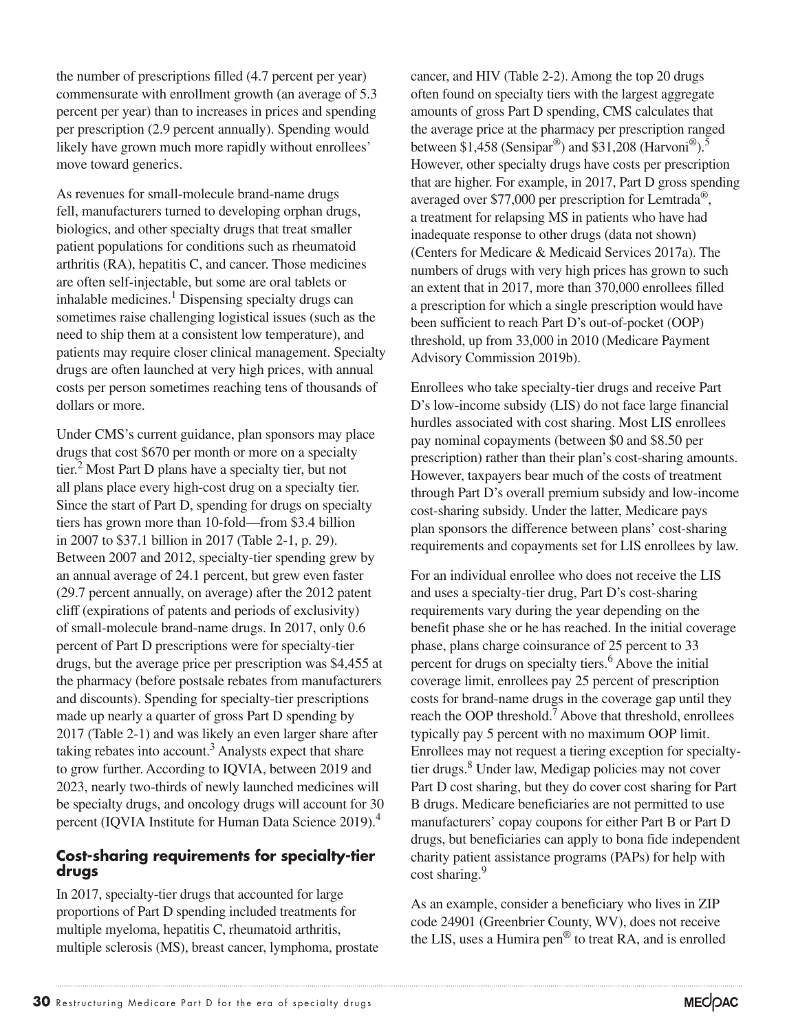the number of prescriptions filled (4.7 percent per year) commensurate with enrollment growth (an average of 5.3 percent per year) than to increases in prices and spending per prescription (2.9 percent annually). Spending would likely have grown much more rapidly without enrollees' move toward generics.

As revenues for small-molecule brand-name drugs fell, manufacturers turned to developing orphan drugs, biologics, and other specialty drugs that treat smaller patient populations for conditions such as rheumatoid arthritis (RA), hepatitis C, and cancer. Those medicines are often self-injectable, but some are oral tablets or inhalable medicines.[1] Dispensing specialty drugs can sometimes raise challenging logistical issues (such as the need to ship them at a consistent low temperature), and patients may require closer clinical management. Specialty drugs are often launched at very high prices, with annual costs per person sometimes reaching tens of thousands of dollars or more.

Under CMS's current guidance, plan sponsors may place drugs that cost $670 per month or more on a specialty tier.[2] Most Part D plans have a specialty tier, but not all plans place every high-cost drug on a specialty tier. Since the start of Part D, spending for drugs on specialty tiers has grown more than 10-fold—from $3.4 billion in 2007 to $37.1 billion in 2017 (Table 2-1, p. 29). Between 2007 and 2012, specialty-tier spending grew by an annual average of 24.1 percent, but grew even faster (29.7 percent annually, on average) after the 2012 patent cliff (expirations of patents and periods of exclusivity) of small-molecule brand-name drugs. In 2017, only 0.6 percent of Part D prescriptions were for specialty-tier drugs, but the average price per prescription was $4,455 at the pharmacy (before postsale rebates from manufacturers and discounts). Spending for specialty-tier prescriptions made up nearly a quarter of gross Part D spending by 2017 (Table 2-1) and was likely an even larger share after taking rebates into account.[3] Analysts expect that share to grow further. According to IQVIA, between 2019 and 2023, nearly two-thirds of newly launched medicines will be specialty drugs, and oncology drugs will account for 30 percent (IQVIA Institute for Human Data Science 2019).[4]

### Cost-sharing requirements for specialty-tier drugs

In 2017, specialty-tier drugs that accounted for large proportions of Part D spending included treatments for multiple myeloma, hepatitis C, rheumatoid arthritis, multiple sclerosis (MS), breast cancer, lymphoma, prostate cancer, and HIV (Table 2-2). Among the top 20 drugs often found on specialty tiers with the largest aggregate amounts of gross Part D spending, CMS calculates that the average price at the pharmacy per prescription ranged between $1,458 (Sensipar®) and $31,208 (Harvoni®).[5] However, other specialty drugs have costs per prescription that are higher. For example, in 2017, Part D gross spending averaged over $77,000 per prescription for Lemtrada®, a treatment for relapsing MS in patients who have had inadequate response to other drugs (data not shown) (Centers for Medicare & Medicaid Services 2017a). The numbers of drugs with very high prices has grown to such an extent that in 2017, more than 370,000 enrollees filled a prescription for which a single prescription would have been sufficient to reach Part D's out-of-pocket (OOP) threshold, up from 33,000 in 2010 (Medicare Payment Advisory Commission 2019b).

Enrollees who take specialty-tier drugs and receive Part D's low-income subsidy (LIS) do not face large financial hurdles associated with cost sharing. Most LIS enrollees pay nominal copayments (between $0 and $8.50 per prescription) rather than their plan's cost-sharing amounts. However, taxpayers bear much of the costs of treatment through Part D's overall premium subsidy and low-income cost-sharing subsidy. Under the latter, Medicare pays plan sponsors the difference between plans' cost-sharing requirements and copayments set for LIS enrollees by law.

For an individual enrollee who does not receive the LIS and uses a specialty-tier drug, Part D's cost-sharing requirements vary during the year depending on the benefit phase she or he has reached. In the initial coverage phase, plans charge coinsurance of 25 percent to 33 percent for drugs on specialty tiers.[6] Above the initial coverage limit, enrollees pay 25 percent of prescription costs for brand-name drugs in the coverage gap until they reach the OOP threshold.[7] Above that threshold, enrollees typically pay 5 percent with no maximum OOP limit. Enrollees may not request a tiering exception for specialty-tier drugs.[8] Under law, Medigap policies may not cover Part D cost sharing, but they do cover cost sharing for Part B drugs. Medicare beneficiaries are not permitted to use manufacturers' copay coupons for either Part B or Part D drugs, but beneficiaries can apply to bona fide independent charity patient assistance programs (PAPs) for help with cost sharing.[9]

As an example, consider a beneficiary who lives in ZIP code 24901 (Greenbrier County, WV), does not receive the LIS, uses a Humira pen® to treat RA, and is enrolled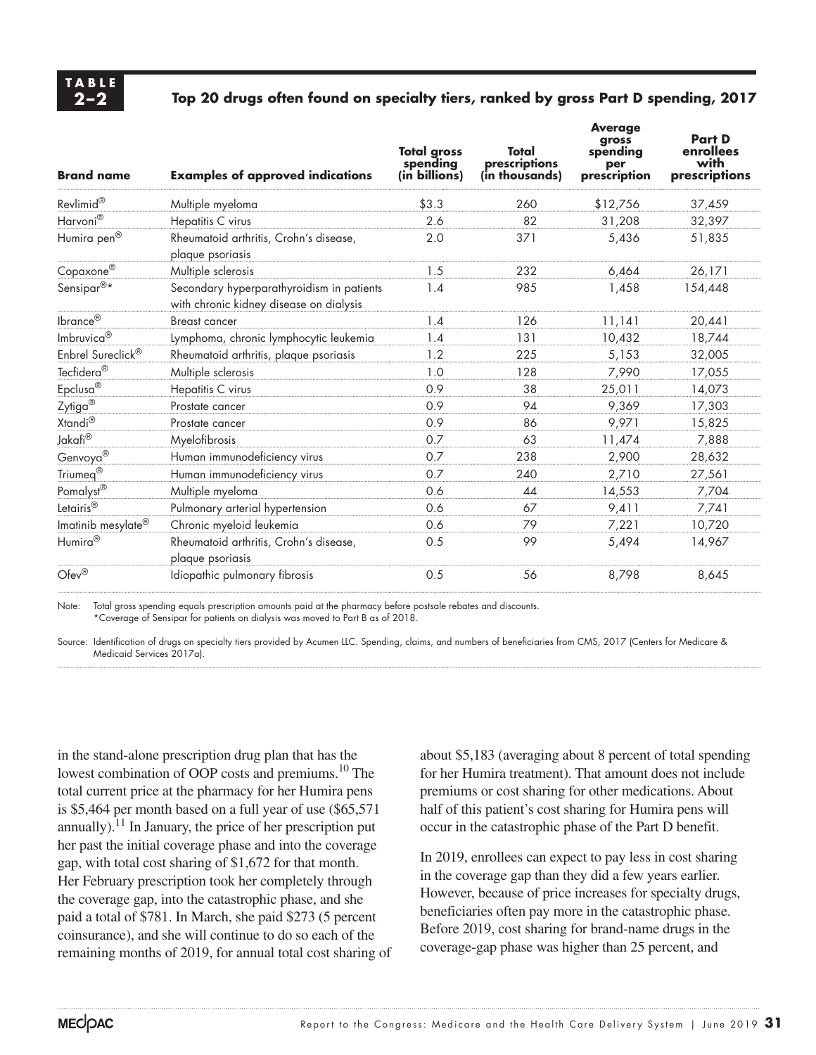**TABLE 2–2**

**Top 20 drugs often found on specialty tiers, ranked by gross Part D spending, 2017**

| Brand name | Examples of approved indications | Total gross spending (in billions) | Total prescriptions (in thousands) | Average gross spending per prescription | Part D enrollees with prescriptions |
|---|---|---|---|---|---|
| Revlimid® | Multiple myeloma | $3.3 | 260 | $12,756 | 37,459 |
| Harvoni® | Hepatitis C virus | 2.6 | 82 | 31,208 | 32,397 |
| Humira pen® | Rheumatoid arthritis, Crohn's disease, plaque psoriasis | 2.0 | 371 | 5,436 | 51,835 |
| Copaxone® | Multiple sclerosis | 1.5 | 232 | 6,464 | 26,171 |
| Sensipar®* | Secondary hyperparathyroidism in patients with chronic kidney disease on dialysis | 1.4 | 985 | 1,458 | 154,448 |
| Ibrance® | Breast cancer | 1.4 | 126 | 11,141 | 20,441 |
| Imbruvica® | Lymphoma, chronic lymphocytic leukemia | 1.4 | 131 | 10,432 | 18,744 |
| Enbrel Sureclick® | Rheumatoid arthritis, plaque psoriasis | 1.2 | 225 | 5,153 | 32,005 |
| Tecfidera® | Multiple sclerosis | 1.0 | 128 | 7,990 | 17,055 |
| Epclusa® | Hepatitis C virus | 0.9 | 38 | 25,011 | 14,073 |
| Zytiga® | Prostate cancer | 0.9 | 94 | 9,369 | 17,303 |
| Xtandi® | Prostate cancer | 0.9 | 86 | 9,971 | 15,825 |
| Jakafi® | Myelofibrosis | 0.7 | 63 | 11,474 | 7,888 |
| Genvoya® | Human immunodeficiency virus | 0.7 | 238 | 2,900 | 28,632 |
| Triumeq® | Human immunodeficiency virus | 0.7 | 240 | 2,710 | 27,561 |
| Pomalyst® | Multiple myeloma | 0.6 | 44 | 14,553 | 7,704 |
| Letairis® | Pulmonary arterial hypertension | 0.6 | 67 | 9,411 | 7,741 |
| Imatinib mesylate® | Chronic myeloid leukemia | 0.6 | 79 | 7,221 | 10,720 |
| Humira® | Rheumatoid arthritis, Crohn's disease, plaque psoriasis | 0.5 | 99 | 5,494 | 14,967 |
| Ofev® | Idiopathic pulmonary fibrosis | 0.5 | 56 | 8,798 | 8,645 |

Note: Total gross spending equals prescription amounts paid at the pharmacy before postsale rebates and discounts.
*Coverage of Sensipar for patients on dialysis was moved to Part B as of 2018.

Source: Identification of drugs on specialty tiers provided by Acumen LLC. Spending, claims, and numbers of beneficiaries from CMS, 2017 (Centers for Medicare & Medicaid Services 2017a).

in the stand-alone prescription drug plan that has the lowest combination of OOP costs and premiums.[10] The total current price at the pharmacy for her Humira pens is $5,464 per month based on a full year of use ($65,571 annually).[11] In January, the price of her prescription put her past the initial coverage phase and into the coverage gap, with total cost sharing of $1,672 for that month. Her February prescription took her completely through the coverage gap, into the catastrophic phase, and she paid a total of $781. In March, she paid $273 (5 percent coinsurance), and she will continue to do so each of the remaining months of 2019, for annual total cost sharing of about $5,183 (averaging about 8 percent of total spending for her Humira treatment). That amount does not include premiums or cost sharing for other medications. About half of this patient's cost sharing for Humira pens will occur in the catastrophic phase of the Part D benefit.

In 2019, enrollees can expect to pay less in cost sharing in the coverage gap than they did a few years earlier. However, because of price increases for specialty drugs, beneficiaries often pay more in the catastrophic phase. Before 2019, cost sharing for brand-name drugs in the coverage-gap phase was higher than 25 percent, and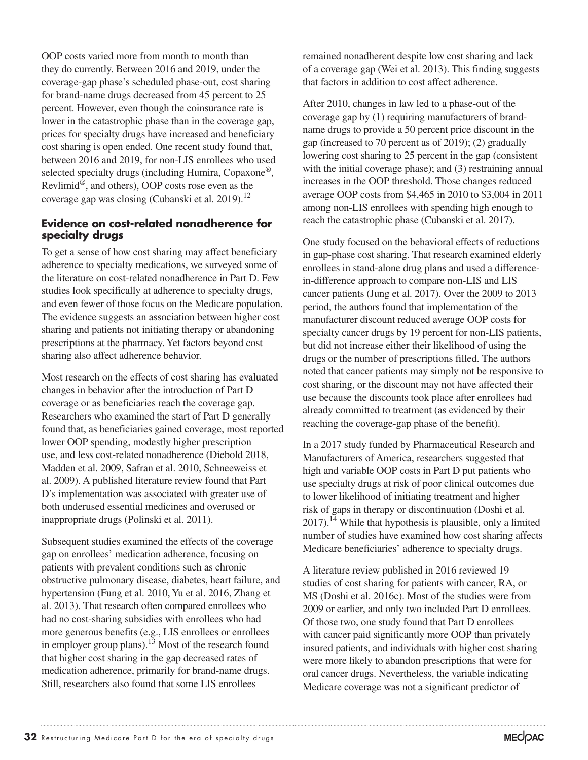OOP costs varied more from month to month than they do currently. Between 2016 and 2019, under the coverage-gap phase's scheduled phase-out, cost sharing for brand-name drugs decreased from 45 percent to 25 percent. However, even though the coinsurance rate is lower in the catastrophic phase than in the coverage gap, prices for specialty drugs have increased and beneficiary cost sharing is open ended. One recent study found that, between 2016 and 2019, for non-LIS enrollees who used selected specialty drugs (including Humira, Copaxone®, Revlimid®, and others), OOP costs rose even as the coverage gap was closing (Cubanski et al. 2019).[12]

### Evidence on cost-related nonadherence for specialty drugs

To get a sense of how cost sharing may affect beneficiary adherence to specialty medications, we surveyed some of the literature on cost-related nonadherence in Part D. Few studies look specifically at adherence to specialty drugs, and even fewer of those focus on the Medicare population. The evidence suggests an association between higher cost sharing and patients not initiating therapy or abandoning prescriptions at the pharmacy. Yet factors beyond cost sharing also affect adherence behavior.

Most research on the effects of cost sharing has evaluated changes in behavior after the introduction of Part D coverage or as beneficiaries reach the coverage gap. Researchers who examined the start of Part D generally found that, as beneficiaries gained coverage, most reported lower OOP spending, modestly higher prescription use, and less cost-related nonadherence (Diebold 2018, Madden et al. 2009, Safran et al. 2010, Schneeweiss et al. 2009). A published literature review found that Part D's implementation was associated with greater use of both underused essential medicines and overused or inappropriate drugs (Polinski et al. 2011).

Subsequent studies examined the effects of the coverage gap on enrollees' medication adherence, focusing on patients with prevalent conditions such as chronic obstructive pulmonary disease, diabetes, heart failure, and hypertension (Fung et al. 2010, Yu et al. 2016, Zhang et al. 2013). That research often compared enrollees who had no cost-sharing subsidies with enrollees who had more generous benefits (e.g., LIS enrollees or enrollees in employer group plans).[13] Most of the research found that higher cost sharing in the gap decreased rates of medication adherence, primarily for brand-name drugs. Still, researchers also found that some LIS enrollees remained nonadherent despite low cost sharing and lack of a coverage gap (Wei et al. 2013). This finding suggests that factors in addition to cost affect adherence.

After 2010, changes in law led to a phase-out of the coverage gap by (1) requiring manufacturers of brand-name drugs to provide a 50 percent price discount in the gap (increased to 70 percent as of 2019); (2) gradually lowering cost sharing to 25 percent in the gap (consistent with the initial coverage phase); and (3) restraining annual increases in the OOP threshold. Those changes reduced average OOP costs from $4,465 in 2010 to $3,004 in 2011 among non-LIS enrollees with spending high enough to reach the catastrophic phase (Cubanski et al. 2017).

One study focused on the behavioral effects of reductions in gap-phase cost sharing. That research examined elderly enrollees in stand-alone drug plans and used a difference-in-difference approach to compare non-LIS and LIS cancer patients (Jung et al. 2017). Over the 2009 to 2013 period, the authors found that implementation of the manufacturer discount reduced average OOP costs for specialty cancer drugs by 19 percent for non-LIS patients, but did not increase either their likelihood of using the drugs or the number of prescriptions filled. The authors noted that cancer patients may simply not be responsive to cost sharing, or the discount may not have affected their use because the discounts took place after enrollees had already committed to treatment (as evidenced by their reaching the coverage-gap phase of the benefit).

In a 2017 study funded by Pharmaceutical Research and Manufacturers of America, researchers suggested that high and variable OOP costs in Part D put patients who use specialty drugs at risk of poor clinical outcomes due to lower likelihood of initiating treatment and higher risk of gaps in therapy or discontinuation (Doshi et al. 2017).[14] While that hypothesis is plausible, only a limited number of studies have examined how cost sharing affects Medicare beneficiaries' adherence to specialty drugs.

A literature review published in 2016 reviewed 19 studies of cost sharing for patients with cancer, RA, or MS (Doshi et al. 2016c). Most of the studies were from 2009 or earlier, and only two included Part D enrollees. Of those two, one study found that Part D enrollees with cancer paid significantly more OOP than privately insured patients, and individuals with higher cost sharing were more likely to abandon prescriptions that were for oral cancer drugs. Nevertheless, the variable indicating Medicare coverage was not a significant predictor of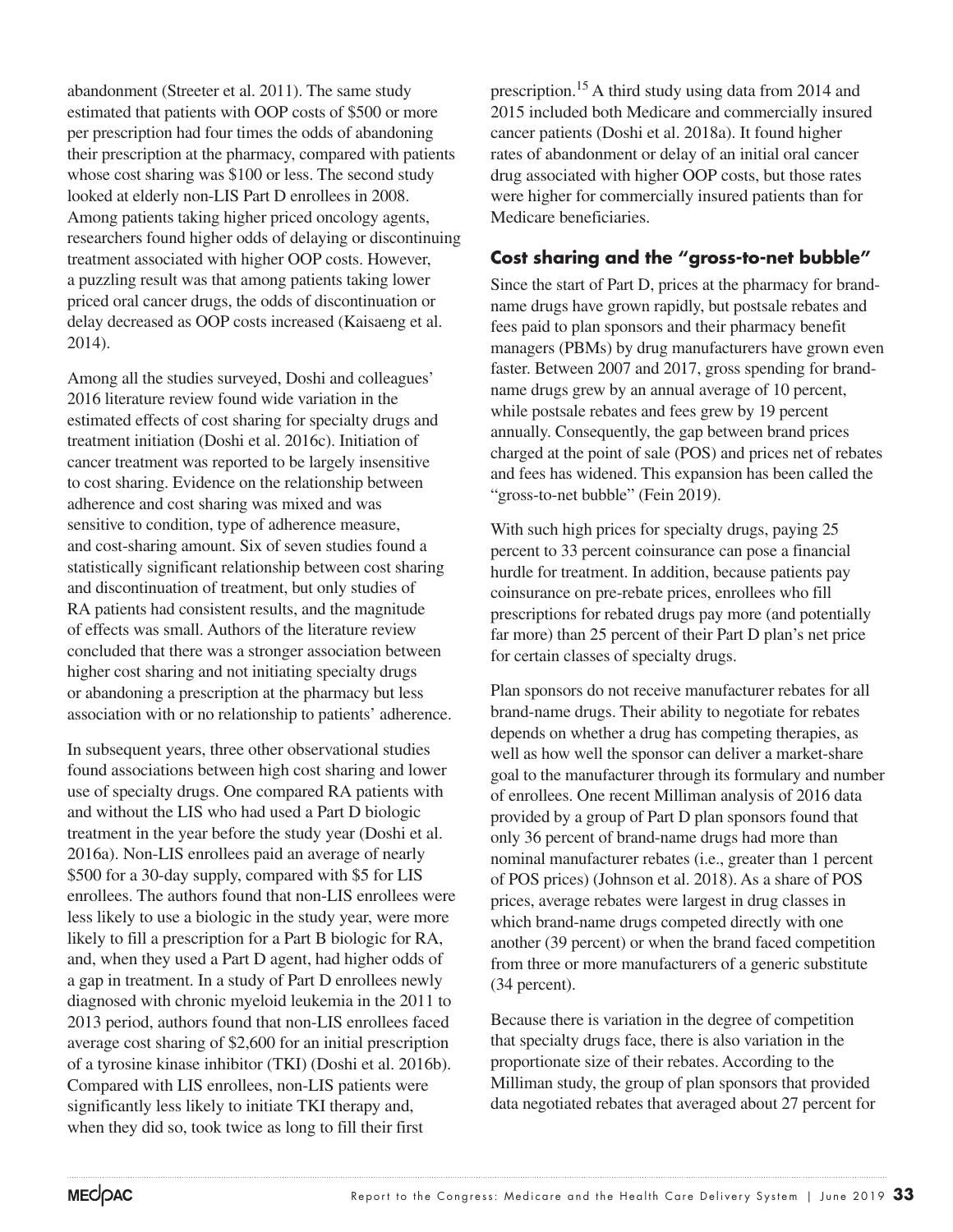abandonment (Streeter et al. 2011). The same study estimated that patients with OOP costs of $500 or more per prescription had four times the odds of abandoning their prescription at the pharmacy, compared with patients whose cost sharing was $100 or less. The second study looked at elderly non-LIS Part D enrollees in 2008. Among patients taking higher priced oncology agents, researchers found higher odds of delaying or discontinuing treatment associated with higher OOP costs. However, a puzzling result was that among patients taking lower priced oral cancer drugs, the odds of discontinuation or delay decreased as OOP costs increased (Kaisaeng et al. 2014).

Among all the studies surveyed, Doshi and colleagues' 2016 literature review found wide variation in the estimated effects of cost sharing for specialty drugs and treatment initiation (Doshi et al. 2016c). Initiation of cancer treatment was reported to be largely insensitive to cost sharing. Evidence on the relationship between adherence and cost sharing was mixed and was sensitive to condition, type of adherence measure, and cost-sharing amount. Six of seven studies found a statistically significant relationship between cost sharing and discontinuation of treatment, but only studies of RA patients had consistent results, and the magnitude of effects was small. Authors of the literature review concluded that there was a stronger association between higher cost sharing and not initiating specialty drugs or abandoning a prescription at the pharmacy but less association with or no relationship to patients' adherence.

In subsequent years, three other observational studies found associations between high cost sharing and lower use of specialty drugs. One compared RA patients with and without the LIS who had used a Part D biologic treatment in the year before the study year (Doshi et al. 2016a). Non-LIS enrollees paid an average of nearly $500 for a 30-day supply, compared with $5 for LIS enrollees. The authors found that non-LIS enrollees were less likely to use a biologic in the study year, were more likely to fill a prescription for a Part B biologic for RA, and, when they used a Part D agent, had higher odds of a gap in treatment. In a study of Part D enrollees newly diagnosed with chronic myeloid leukemia in the 2011 to 2013 period, authors found that non-LIS enrollees faced average cost sharing of $2,600 for an initial prescription of a tyrosine kinase inhibitor (TKI) (Doshi et al. 2016b). Compared with LIS enrollees, non-LIS patients were significantly less likely to initiate TKI therapy and, when they did so, took twice as long to fill their first prescription.[15] A third study using data from 2014 and 2015 included both Medicare and commercially insured cancer patients (Doshi et al. 2018a). It found higher rates of abandonment or delay of an initial oral cancer drug associated with higher OOP costs, but those rates were higher for commercially insured patients than for Medicare beneficiaries.

### Cost sharing and the "gross-to-net bubble"

Since the start of Part D, prices at the pharmacy for brand-name drugs have grown rapidly, but postsale rebates and fees paid to plan sponsors and their pharmacy benefit managers (PBMs) by drug manufacturers have grown even faster. Between 2007 and 2017, gross spending for brand-name drugs grew by an annual average of 10 percent, while postsale rebates and fees grew by 19 percent annually. Consequently, the gap between brand prices charged at the point of sale (POS) and prices net of rebates and fees has widened. This expansion has been called the "gross-to-net bubble" (Fein 2019).

With such high prices for specialty drugs, paying 25 percent to 33 percent coinsurance can pose a financial hurdle for treatment. In addition, because patients pay coinsurance on pre-rebate prices, enrollees who fill prescriptions for rebated drugs pay more (and potentially far more) than 25 percent of their Part D plan's net price for certain classes of specialty drugs.

Plan sponsors do not receive manufacturer rebates for all brand-name drugs. Their ability to negotiate for rebates depends on whether a drug has competing therapies, as well as how well the sponsor can deliver a market-share goal to the manufacturer through its formulary and number of enrollees. One recent Milliman analysis of 2016 data provided by a group of Part D plan sponsors found that only 36 percent of brand-name drugs had more than nominal manufacturer rebates (i.e., greater than 1 percent of POS prices) (Johnson et al. 2018). As a share of POS prices, average rebates were largest in drug classes in which brand-name drugs competed directly with one another (39 percent) or when the brand faced competition from three or more manufacturers of a generic substitute (34 percent).

Because there is variation in the degree of competition that specialty drugs face, there is also variation in the proportionate size of their rebates. According to the Milliman study, the group of plan sponsors that provided data negotiated rebates that averaged about 27 percent for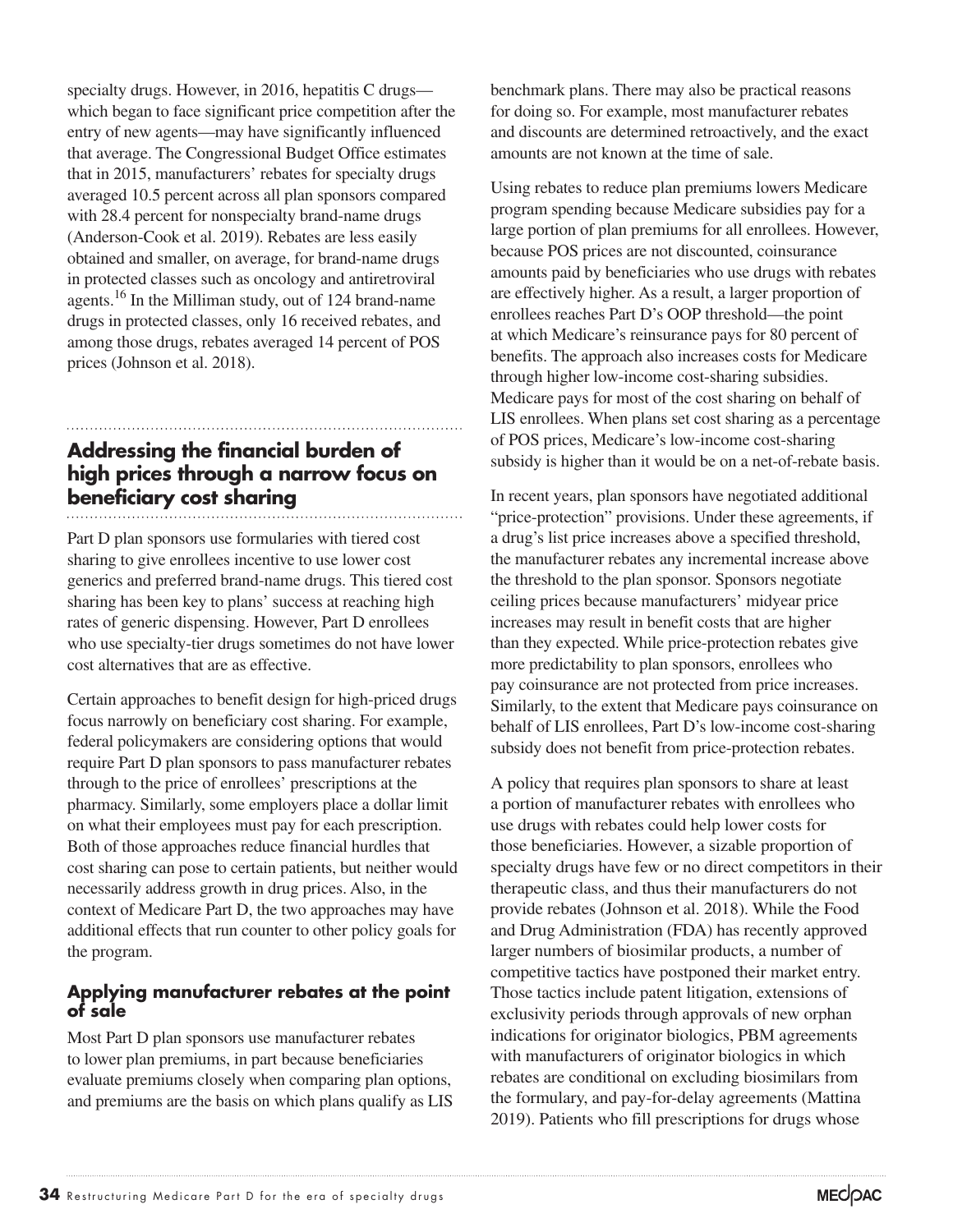specialty drugs. However, in 2016, hepatitis C drugs—which began to face significant price competition after the entry of new agents—may have significantly influenced that average. The Congressional Budget Office estimates that in 2015, manufacturers' rebates for specialty drugs averaged 10.5 percent across all plan sponsors compared with 28.4 percent for nonspecialty brand-name drugs (Anderson-Cook et al. 2019). Rebates are less easily obtained and smaller, on average, for brand-name drugs in protected classes such as oncology and antiretroviral agents.[16] In the Milliman study, out of 124 brand-name drugs in protected classes, only 16 received rebates, and among those drugs, rebates averaged 14 percent of POS prices (Johnson et al. 2018).

## Addressing the financial burden of high prices through a narrow focus on beneficiary cost sharing

Part D plan sponsors use formularies with tiered cost sharing to give enrollees incentive to use lower cost generics and preferred brand-name drugs. This tiered cost sharing has been key to plans' success at reaching high rates of generic dispensing. However, Part D enrollees who use specialty-tier drugs sometimes do not have lower cost alternatives that are as effective.

Certain approaches to benefit design for high-priced drugs focus narrowly on beneficiary cost sharing. For example, federal policymakers are considering options that would require Part D plan sponsors to pass manufacturer rebates through to the price of enrollees' prescriptions at the pharmacy. Similarly, some employers place a dollar limit on what their employees must pay for each prescription. Both of those approaches reduce financial hurdles that cost sharing can pose to certain patients, but neither would necessarily address growth in drug prices. Also, in the context of Medicare Part D, the two approaches may have additional effects that run counter to other policy goals for the program.

### Applying manufacturer rebates at the point of sale

Most Part D plan sponsors use manufacturer rebates to lower plan premiums, in part because beneficiaries evaluate premiums closely when comparing plan options, and premiums are the basis on which plans qualify as LIS benchmark plans. There may also be practical reasons for doing so. For example, most manufacturer rebates and discounts are determined retroactively, and the exact amounts are not known at the time of sale.

Using rebates to reduce plan premiums lowers Medicare program spending because Medicare subsidies pay for a large portion of plan premiums for all enrollees. However, because POS prices are not discounted, coinsurance amounts paid by beneficiaries who use drugs with rebates are effectively higher. As a result, a larger proportion of enrollees reaches Part D's OOP threshold—the point at which Medicare's reinsurance pays for 80 percent of benefits. The approach also increases costs for Medicare through higher low-income cost-sharing subsidies. Medicare pays for most of the cost sharing on behalf of LIS enrollees. When plans set cost sharing as a percentage of POS prices, Medicare's low-income cost-sharing subsidy is higher than it would be on a net-of-rebate basis.

In recent years, plan sponsors have negotiated additional "price-protection" provisions. Under these agreements, if a drug's list price increases above a specified threshold, the manufacturer rebates any incremental increase above the threshold to the plan sponsor. Sponsors negotiate ceiling prices because manufacturers' midyear price increases may result in benefit costs that are higher than they expected. While price-protection rebates give more predictability to plan sponsors, enrollees who pay coinsurance are not protected from price increases. Similarly, to the extent that Medicare pays coinsurance on behalf of LIS enrollees, Part D's low-income cost-sharing subsidy does not benefit from price-protection rebates.

A policy that requires plan sponsors to share at least a portion of manufacturer rebates with enrollees who use drugs with rebates could help lower costs for those beneficiaries. However, a sizable proportion of specialty drugs have few or no direct competitors in their therapeutic class, and thus their manufacturers do not provide rebates (Johnson et al. 2018). While the Food and Drug Administration (FDA) has recently approved larger numbers of biosimilar products, a number of competitive tactics have postponed their market entry. Those tactics include patent litigation, extensions of exclusivity periods through approvals of new orphan indications for originator biologics, PBM agreements with manufacturers of originator biologics in which rebates are conditional on excluding biosimilars from the formulary, and pay-for-delay agreements (Mattina 2019). Patients who fill prescriptions for drugs whose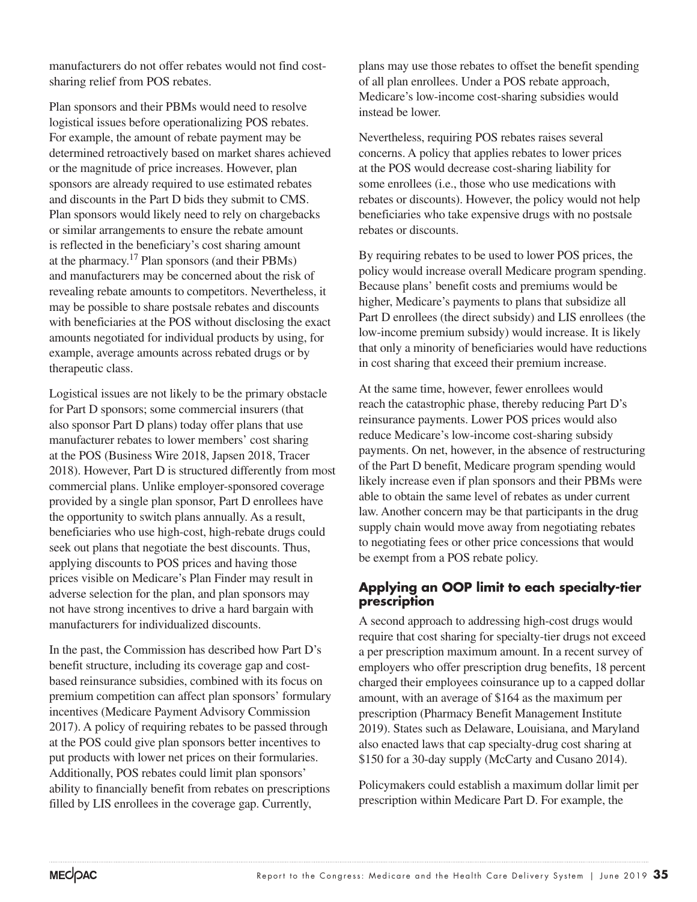manufacturers do not offer rebates would not find cost-sharing relief from POS rebates.

Plan sponsors and their PBMs would need to resolve logistical issues before operationalizing POS rebates. For example, the amount of rebate payment may be determined retroactively based on market shares achieved or the magnitude of price increases. However, plan sponsors are already required to use estimated rebates and discounts in the Part D bids they submit to CMS. Plan sponsors would likely need to rely on chargebacks or similar arrangements to ensure the rebate amount is reflected in the beneficiary's cost sharing amount at the pharmacy.[17] Plan sponsors (and their PBMs) and manufacturers may be concerned about the risk of revealing rebate amounts to competitors. Nevertheless, it may be possible to share postsale rebates and discounts with beneficiaries at the POS without disclosing the exact amounts negotiated for individual products by using, for example, average amounts across rebated drugs or by therapeutic class.

Logistical issues are not likely to be the primary obstacle for Part D sponsors; some commercial insurers (that also sponsor Part D plans) today offer plans that use manufacturer rebates to lower members' cost sharing at the POS (Business Wire 2018, Japsen 2018, Tracer 2018). However, Part D is structured differently from most commercial plans. Unlike employer-sponsored coverage provided by a single plan sponsor, Part D enrollees have the opportunity to switch plans annually. As a result, beneficiaries who use high-cost, high-rebate drugs could seek out plans that negotiate the best discounts. Thus, applying discounts to POS prices and having those prices visible on Medicare's Plan Finder may result in adverse selection for the plan, and plan sponsors may not have strong incentives to drive a hard bargain with manufacturers for individualized discounts.

In the past, the Commission has described how Part D's benefit structure, including its coverage gap and cost-based reinsurance subsidies, combined with its focus on premium competition can affect plan sponsors' formulary incentives (Medicare Payment Advisory Commission 2017). A policy of requiring rebates to be passed through at the POS could give plan sponsors better incentives to put products with lower net prices on their formularies. Additionally, POS rebates could limit plan sponsors' ability to financially benefit from rebates on prescriptions filled by LIS enrollees in the coverage gap. Currently, plans may use those rebates to offset the benefit spending of all plan enrollees. Under a POS rebate approach, Medicare's low-income cost-sharing subsidies would instead be lower.

Nevertheless, requiring POS rebates raises several concerns. A policy that applies rebates to lower prices at the POS would decrease cost-sharing liability for some enrollees (i.e., those who use medications with rebates or discounts). However, the policy would not help beneficiaries who take expensive drugs with no postsale rebates or discounts.

By requiring rebates to be used to lower POS prices, the policy would increase overall Medicare program spending. Because plans' benefit costs and premiums would be higher, Medicare's payments to plans that subsidize all Part D enrollees (the direct subsidy) and LIS enrollees (the low-income premium subsidy) would increase. It is likely that only a minority of beneficiaries would have reductions in cost sharing that exceed their premium increase.

At the same time, however, fewer enrollees would reach the catastrophic phase, thereby reducing Part D's reinsurance payments. Lower POS prices would also reduce Medicare's low-income cost-sharing subsidy payments. On net, however, in the absence of restructuring of the Part D benefit, Medicare program spending would likely increase even if plan sponsors and their PBMs were able to obtain the same level of rebates as under current law. Another concern may be that participants in the drug supply chain would move away from negotiating rebates to negotiating fees or other price concessions that would be exempt from a POS rebate policy.

### Applying an OOP limit to each specialty-tier prescription

A second approach to addressing high-cost drugs would require that cost sharing for specialty-tier drugs not exceed a per prescription maximum amount. In a recent survey of employers who offer prescription drug benefits, 18 percent charged their employees coinsurance up to a capped dollar amount, with an average of $164 as the maximum per prescription (Pharmacy Benefit Management Institute 2019). States such as Delaware, Louisiana, and Maryland also enacted laws that cap specialty-drug cost sharing at $150 for a 30-day supply (McCarty and Cusano 2014).

Policymakers could establish a maximum dollar limit per prescription within Medicare Part D. For example, the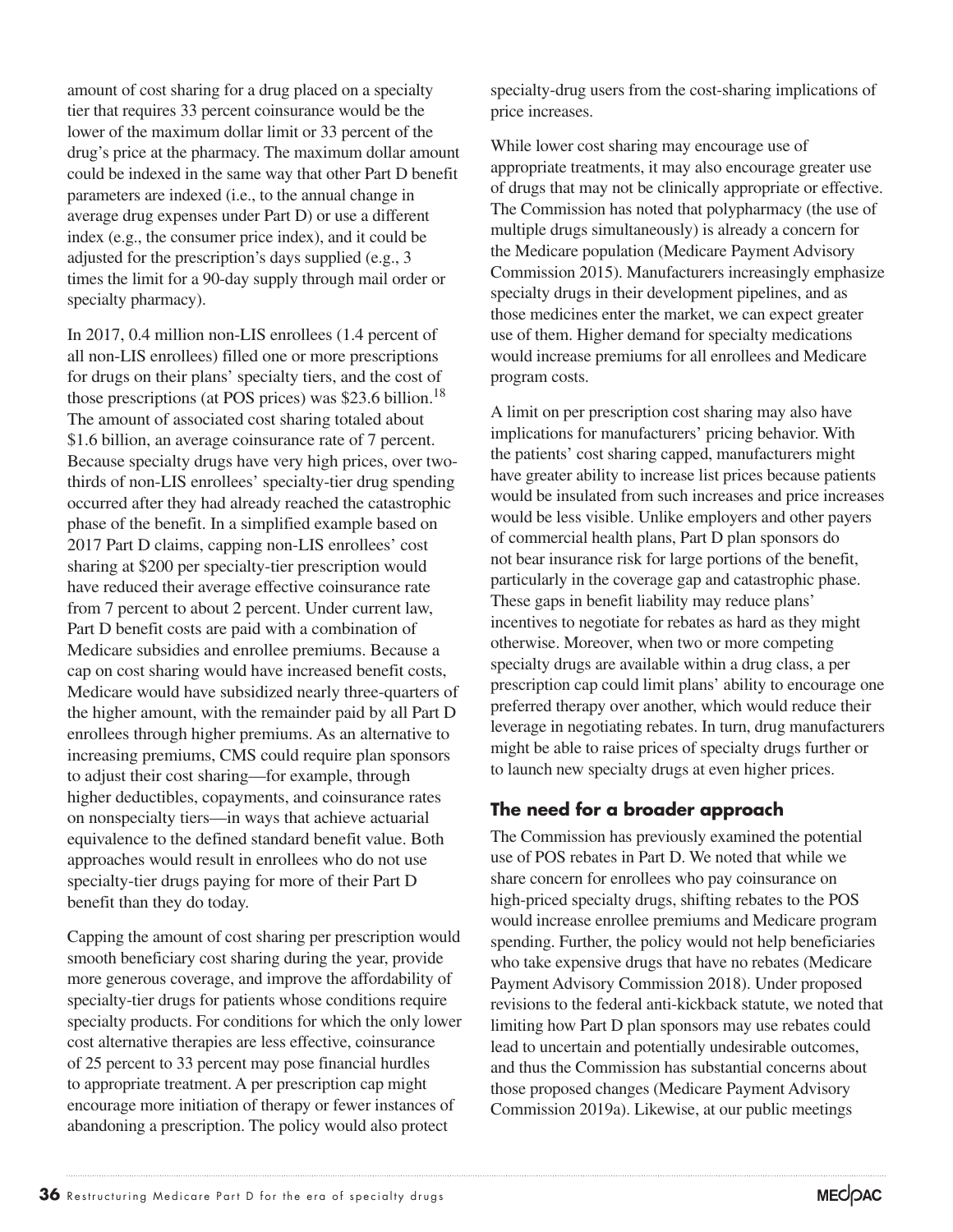amount of cost sharing for a drug placed on a specialty tier that requires 33 percent coinsurance would be the lower of the maximum dollar limit or 33 percent of the drug's price at the pharmacy. The maximum dollar amount could be indexed in the same way that other Part D benefit parameters are indexed (i.e., to the annual change in average drug expenses under Part D) or use a different index (e.g., the consumer price index), and it could be adjusted for the prescription's days supplied (e.g., 3 times the limit for a 90-day supply through mail order or specialty pharmacy).

In 2017, 0.4 million non-LIS enrollees (1.4 percent of all non-LIS enrollees) filled one or more prescriptions for drugs on their plans' specialty tiers, and the cost of those prescriptions (at POS prices) was $23.6 billion.[18] The amount of associated cost sharing totaled about $1.6 billion, an average coinsurance rate of 7 percent. Because specialty drugs have very high prices, over two-thirds of non-LIS enrollees' specialty-tier drug spending occurred after they had already reached the catastrophic phase of the benefit. In a simplified example based on 2017 Part D claims, capping non-LIS enrollees' cost sharing at $200 per specialty-tier prescription would have reduced their average effective coinsurance rate from 7 percent to about 2 percent. Under current law, Part D benefit costs are paid with a combination of Medicare subsidies and enrollee premiums. Because a cap on cost sharing would have increased benefit costs, Medicare would have subsidized nearly three-quarters of the higher amount, with the remainder paid by all Part D enrollees through higher premiums. As an alternative to increasing premiums, CMS could require plan sponsors to adjust their cost sharing—for example, through higher deductibles, copayments, and coinsurance rates on nonspecialty tiers—in ways that achieve actuarial equivalence to the defined standard benefit value. Both approaches would result in enrollees who do not use specialty-tier drugs paying for more of their Part D benefit than they do today.

Capping the amount of cost sharing per prescription would smooth beneficiary cost sharing during the year, provide more generous coverage, and improve the affordability of specialty-tier drugs for patients whose conditions require specialty products. For conditions for which the only lower cost alternative therapies are less effective, coinsurance of 25 percent to 33 percent may pose financial hurdles to appropriate treatment. A per prescription cap might encourage more initiation of therapy or fewer instances of abandoning a prescription. The policy would also protect specialty-drug users from the cost-sharing implications of price increases.

While lower cost sharing may encourage use of appropriate treatments, it may also encourage greater use of drugs that may not be clinically appropriate or effective. The Commission has noted that polypharmacy (the use of multiple drugs simultaneously) is already a concern for the Medicare population (Medicare Payment Advisory Commission 2015). Manufacturers increasingly emphasize specialty drugs in their development pipelines, and as those medicines enter the market, we can expect greater use of them. Higher demand for specialty medications would increase premiums for all enrollees and Medicare program costs.

A limit on per prescription cost sharing may also have implications for manufacturers' pricing behavior. With the patients' cost sharing capped, manufacturers might have greater ability to increase list prices because patients would be insulated from such increases and price increases would be less visible. Unlike employers and other payers of commercial health plans, Part D plan sponsors do not bear insurance risk for large portions of the benefit, particularly in the coverage gap and catastrophic phase. These gaps in benefit liability may reduce plans' incentives to negotiate for rebates as hard as they might otherwise. Moreover, when two or more competing specialty drugs are available within a drug class, a per prescription cap could limit plans' ability to encourage one preferred therapy over another, which would reduce their leverage in negotiating rebates. In turn, drug manufacturers might be able to raise prices of specialty drugs further or to launch new specialty drugs at even higher prices.

## The need for a broader approach

The Commission has previously examined the potential use of POS rebates in Part D. We noted that while we share concern for enrollees who pay coinsurance on high-priced specialty drugs, shifting rebates to the POS would increase enrollee premiums and Medicare program spending. Further, the policy would not help beneficiaries who take expensive drugs that have no rebates (Medicare Payment Advisory Commission 2018). Under proposed revisions to the federal anti-kickback statute, we noted that limiting how Part D plan sponsors may use rebates could lead to uncertain and potentially undesirable outcomes, and thus the Commission has substantial concerns about those proposed changes (Medicare Payment Advisory Commission 2019a). Likewise, at our public meetings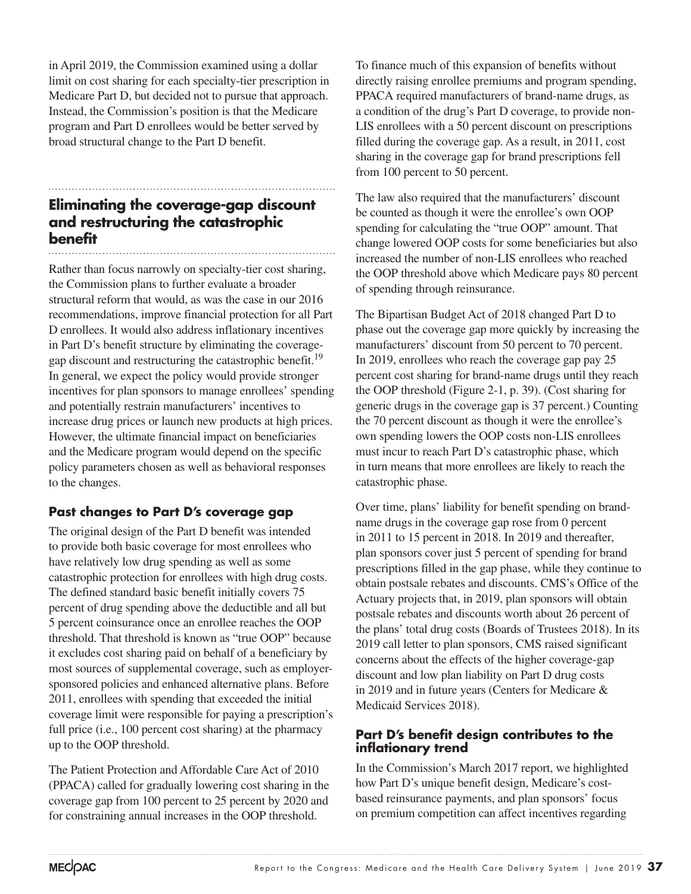in April 2019, the Commission examined using a dollar limit on cost sharing for each specialty-tier prescription in Medicare Part D, but decided not to pursue that approach. Instead, the Commission's position is that the Medicare program and Part D enrollees would be better served by broad structural change to the Part D benefit.

## Eliminating the coverage-gap discount and restructuring the catastrophic benefit

Rather than focus narrowly on specialty-tier cost sharing, the Commission plans to further evaluate a broader structural reform that would, as was the case in our 2016 recommendations, improve financial protection for all Part D enrollees. It would also address inflationary incentives in Part D's benefit structure by eliminating the coverage-gap discount and restructuring the catastrophic benefit.[19] In general, we expect the policy would provide stronger incentives for plan sponsors to manage enrollees' spending and potentially restrain manufacturers' incentives to increase drug prices or launch new products at high prices. However, the ultimate financial impact on beneficiaries and the Medicare program would depend on the specific policy parameters chosen as well as behavioral responses to the changes.

### Past changes to Part D's coverage gap

The original design of the Part D benefit was intended to provide both basic coverage for most enrollees who have relatively low drug spending as well as some catastrophic protection for enrollees with high drug costs. The defined standard basic benefit initially covers 75 percent of drug spending above the deductible and all but 5 percent coinsurance once an enrollee reaches the OOP threshold. That threshold is known as "true OOP" because it excludes cost sharing paid on behalf of a beneficiary by most sources of supplemental coverage, such as employer-sponsored policies and enhanced alternative plans. Before 2011, enrollees with spending that exceeded the initial coverage limit were responsible for paying a prescription's full price (i.e., 100 percent cost sharing) at the pharmacy up to the OOP threshold.

The Patient Protection and Affordable Care Act of 2010 (PPACA) called for gradually lowering cost sharing in the coverage gap from 100 percent to 25 percent by 2020 and for constraining annual increases in the OOP threshold.

To finance much of this expansion of benefits without directly raising enrollee premiums and program spending, PPACA required manufacturers of brand-name drugs, as a condition of the drug's Part D coverage, to provide non-LIS enrollees with a 50 percent discount on prescriptions filled during the coverage gap. As a result, in 2011, cost sharing in the coverage gap for brand prescriptions fell from 100 percent to 50 percent.

The law also required that the manufacturers' discount be counted as though it were the enrollee's own OOP spending for calculating the "true OOP" amount. That change lowered OOP costs for some beneficiaries but also increased the number of non-LIS enrollees who reached the OOP threshold above which Medicare pays 80 percent of spending through reinsurance.

The Bipartisan Budget Act of 2018 changed Part D to phase out the coverage gap more quickly by increasing the manufacturers' discount from 50 percent to 70 percent. In 2019, enrollees who reach the coverage gap pay 25 percent cost sharing for brand-name drugs until they reach the OOP threshold (Figure 2-1, p. 39). (Cost sharing for generic drugs in the coverage gap is 37 percent.) Counting the 70 percent discount as though it were the enrollee's own spending lowers the OOP costs non-LIS enrollees must incur to reach Part D's catastrophic phase, which in turn means that more enrollees are likely to reach the catastrophic phase.

Over time, plans' liability for benefit spending on brand-name drugs in the coverage gap rose from 0 percent in 2011 to 15 percent in 2018. In 2019 and thereafter, plan sponsors cover just 5 percent of spending for brand prescriptions filled in the gap phase, while they continue to obtain postsale rebates and discounts. CMS's Office of the Actuary projects that, in 2019, plan sponsors will obtain postsale rebates and discounts worth about 26 percent of the plans' total drug costs (Boards of Trustees 2018). In its 2019 call letter to plan sponsors, CMS raised significant concerns about the effects of the higher coverage-gap discount and low plan liability on Part D drug costs in 2019 and in future years (Centers for Medicare & Medicaid Services 2018).

### Part D's benefit design contributes to the inflationary trend

In the Commission's March 2017 report, we highlighted how Part D's unique benefit design, Medicare's cost-based reinsurance payments, and plan sponsors' focus on premium competition can affect incentives regarding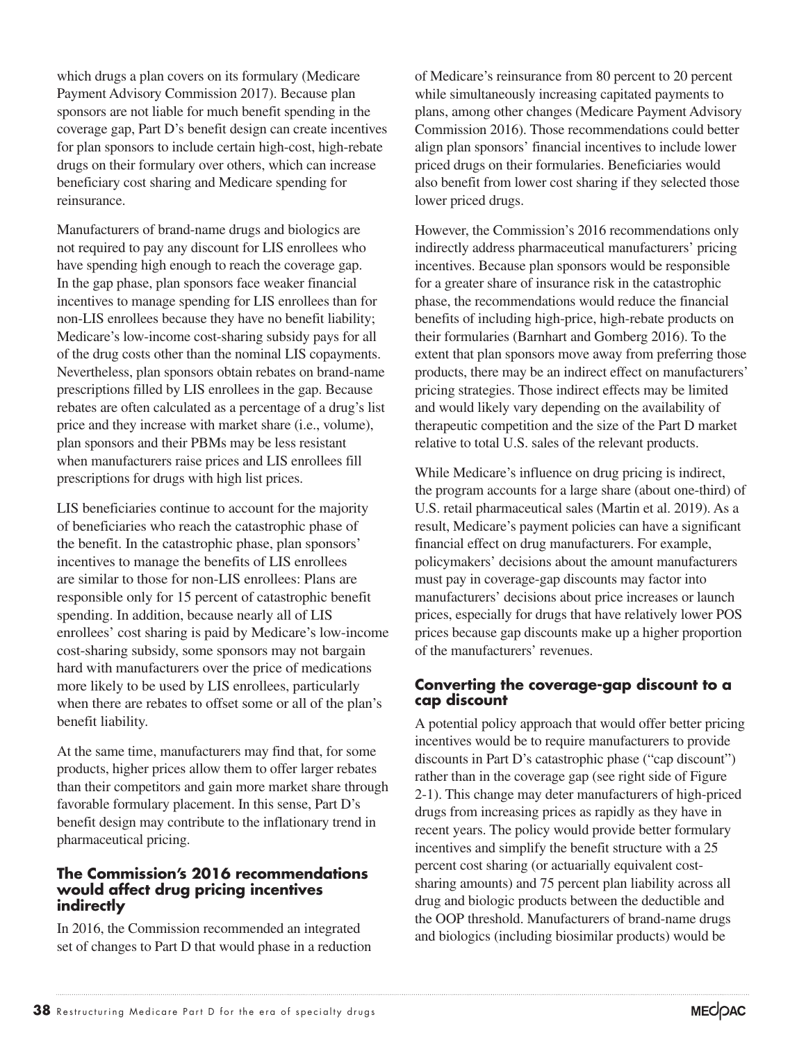which drugs a plan covers on its formulary (Medicare Payment Advisory Commission 2017). Because plan sponsors are not liable for much benefit spending in the coverage gap, Part D's benefit design can create incentives for plan sponsors to include certain high-cost, high-rebate drugs on their formulary over others, which can increase beneficiary cost sharing and Medicare spending for reinsurance.

Manufacturers of brand-name drugs and biologics are not required to pay any discount for LIS enrollees who have spending high enough to reach the coverage gap. In the gap phase, plan sponsors face weaker financial incentives to manage spending for LIS enrollees than for non-LIS enrollees because they have no benefit liability; Medicare's low-income cost-sharing subsidy pays for all of the drug costs other than the nominal LIS copayments. Nevertheless, plan sponsors obtain rebates on brand-name prescriptions filled by LIS enrollees in the gap. Because rebates are often calculated as a percentage of a drug's list price and they increase with market share (i.e., volume), plan sponsors and their PBMs may be less resistant when manufacturers raise prices and LIS enrollees fill prescriptions for drugs with high list prices.

LIS beneficiaries continue to account for the majority of beneficiaries who reach the catastrophic phase of the benefit. In the catastrophic phase, plan sponsors' incentives to manage the benefits of LIS enrollees are similar to those for non-LIS enrollees: Plans are responsible only for 15 percent of catastrophic benefit spending. In addition, because nearly all of LIS enrollees' cost sharing is paid by Medicare's low-income cost-sharing subsidy, some sponsors may not bargain hard with manufacturers over the price of medications more likely to be used by LIS enrollees, particularly when there are rebates to offset some or all of the plan's benefit liability.

At the same time, manufacturers may find that, for some products, higher prices allow them to offer larger rebates than their competitors and gain more market share through favorable formulary placement. In this sense, Part D's benefit design may contribute to the inflationary trend in pharmaceutical pricing.

### The Commission's 2016 recommendations would affect drug pricing incentives indirectly

In 2016, the Commission recommended an integrated set of changes to Part D that would phase in a reduction of Medicare's reinsurance from 80 percent to 20 percent while simultaneously increasing capitated payments to plans, among other changes (Medicare Payment Advisory Commission 2016). Those recommendations could better align plan sponsors' financial incentives to include lower priced drugs on their formularies. Beneficiaries would also benefit from lower cost sharing if they selected those lower priced drugs.

However, the Commission's 2016 recommendations only indirectly address pharmaceutical manufacturers' pricing incentives. Because plan sponsors would be responsible for a greater share of insurance risk in the catastrophic phase, the recommendations would reduce the financial benefits of including high-price, high-rebate products on their formularies (Barnhart and Gomberg 2016). To the extent that plan sponsors move away from preferring those products, there may be an indirect effect on manufacturers' pricing strategies. Those indirect effects may be limited and would likely vary depending on the availability of therapeutic competition and the size of the Part D market relative to total U.S. sales of the relevant products.

While Medicare's influence on drug pricing is indirect, the program accounts for a large share (about one-third) of U.S. retail pharmaceutical sales (Martin et al. 2019). As a result, Medicare's payment policies can have a significant financial effect on drug manufacturers. For example, policymakers' decisions about the amount manufacturers must pay in coverage-gap discounts may factor into manufacturers' decisions about price increases or launch prices, especially for drugs that have relatively lower POS prices because gap discounts make up a higher proportion of the manufacturers' revenues.

### Converting the coverage-gap discount to a cap discount

A potential policy approach that would offer better pricing incentives would be to require manufacturers to provide discounts in Part D's catastrophic phase ("cap discount") rather than in the coverage gap (see right side of Figure 2-1). This change may deter manufacturers of high-priced drugs from increasing prices as rapidly as they have in recent years. The policy would provide better formulary incentives and simplify the benefit structure with a 25 percent cost sharing (or actuarially equivalent cost-sharing amounts) and 75 percent plan liability across all drug and biologic products between the deductible and the OOP threshold. Manufacturers of brand-name drugs and biologics (including biosimilar products) would be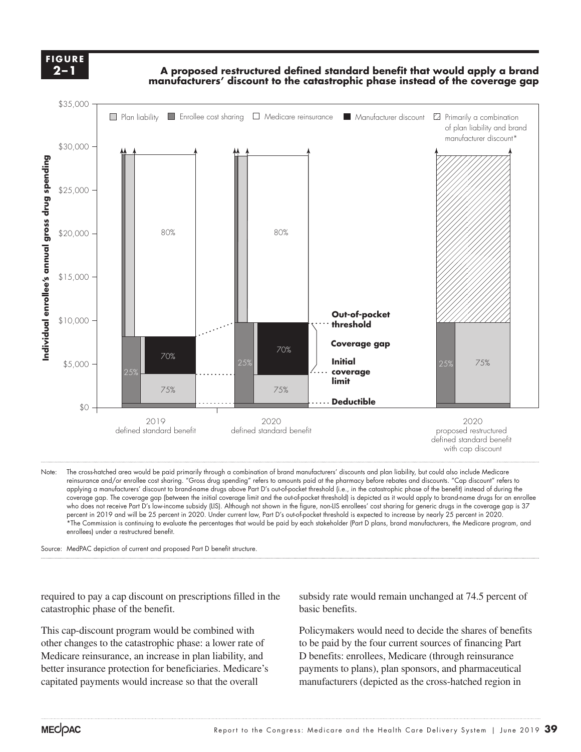**FIGURE 2–1**

**A proposed restructured defined standard benefit that would apply a brand manufacturers' discount to the catastrophic phase instead of the coverage gap**

Note: The cross-hatched area would be paid primarily through a combination of brand manufacturers' discounts and plan liability, but could also include Medicare reinsurance and/or enrollee cost sharing. "Gross drug spending" refers to amounts paid at the pharmacy before rebates and discounts. "Cap discount" refers to applying a manufacturers' discount to brand-name drugs above Part D's out-of-pocket threshold (i.e., in the catastrophic phase of the benefit) instead of during the coverage gap. The coverage gap (between the initial coverage limit and the out-of-pocket threshold) is depicted as it would apply to brand-name drugs for an enrollee who does not receive Part D's low-income subsidy (LIS). Although not shown in the figure, non-LIS enrollees' cost sharing for generic drugs in the coverage gap is 37 percent in 2019 and will be 25 percent in 2020. Under current law, Part D's out-of-pocket threshold is expected to increase by nearly 25 percent in 2020.
*The Commission is continuing to evaluate the percentages that would be paid by each stakeholder (Part D plans, brand manufacturers, the Medicare program, and enrollees) under a restructured benefit.

Source: MedPAC depiction of current and proposed Part D benefit structure.

required to pay a cap discount on prescriptions filled in the catastrophic phase of the benefit.

This cap-discount program would be combined with other changes to the catastrophic phase: a lower rate of Medicare reinsurance, an increase in plan liability, and better insurance protection for beneficiaries. Medicare's capitated payments would increase so that the overall subsidy rate would remain unchanged at 74.5 percent of basic benefits.

Policymakers would need to decide the shares of benefits to be paid by the four current sources of financing Part D benefits: enrollees, Medicare (through reinsurance payments to plans), plan sponsors, and pharmaceutical manufacturers (depicted as the cross-hatched region in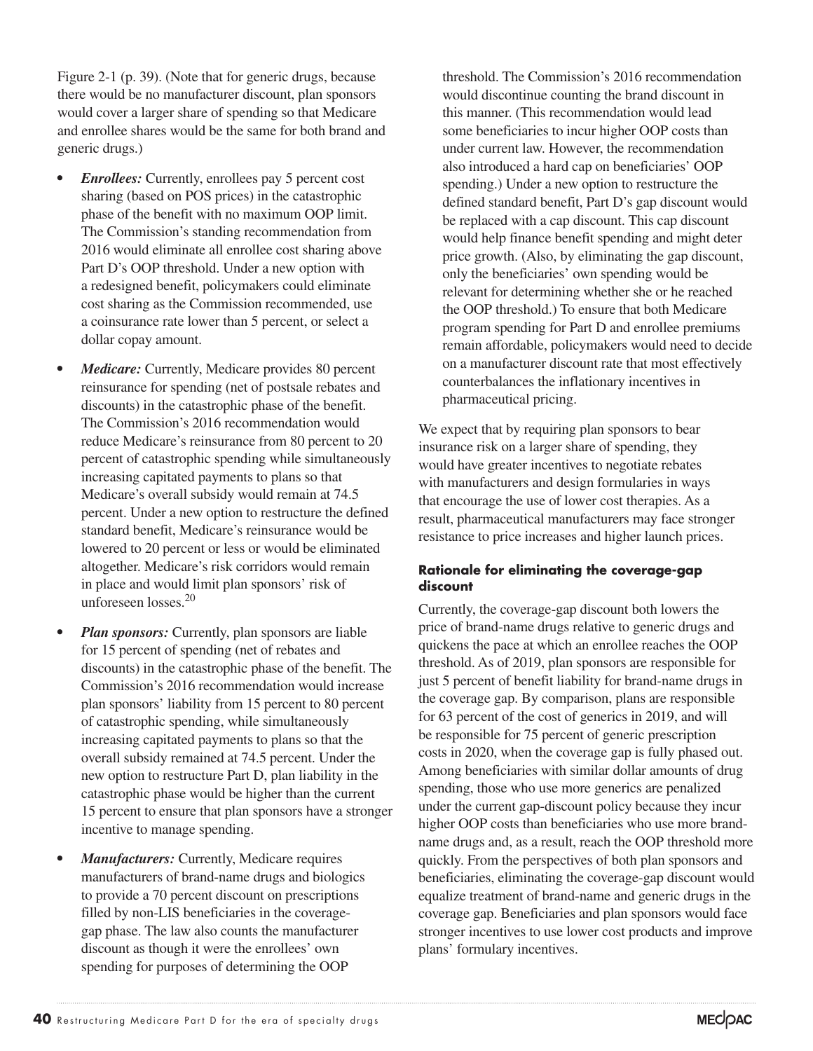Figure 2-1 (p. 39). (Note that for generic drugs, because there would be no manufacturer discount, plan sponsors would cover a larger share of spending so that Medicare and enrollee shares would be the same for both brand and generic drugs.)

- ***Enrollees:*** Currently, enrollees pay 5 percent cost sharing (based on POS prices) in the catastrophic phase of the benefit with no maximum OOP limit. The Commission's standing recommendation from 2016 would eliminate all enrollee cost sharing above Part D's OOP threshold. Under a new option with a redesigned benefit, policymakers could eliminate cost sharing as the Commission recommended, use a coinsurance rate lower than 5 percent, or select a dollar copay amount.
- ***Medicare:*** Currently, Medicare provides 80 percent reinsurance for spending (net of postsale rebates and discounts) in the catastrophic phase of the benefit. The Commission's 2016 recommendation would reduce Medicare's reinsurance from 80 percent to 20 percent of catastrophic spending while simultaneously increasing capitated payments to plans so that Medicare's overall subsidy would remain at 74.5 percent. Under a new option to restructure the defined standard benefit, Medicare's reinsurance would be lowered to 20 percent or less or would be eliminated altogether. Medicare's risk corridors would remain in place and would limit plan sponsors' risk of unforeseen losses.[20]
- ***Plan sponsors:*** Currently, plan sponsors are liable for 15 percent of spending (net of rebates and discounts) in the catastrophic phase of the benefit. The Commission's 2016 recommendation would increase plan sponsors' liability from 15 percent to 80 percent of catastrophic spending, while simultaneously increasing capitated payments to plans so that the overall subsidy remained at 74.5 percent. Under the new option to restructure Part D, plan liability in the catastrophic phase would be higher than the current 15 percent to ensure that plan sponsors have a stronger incentive to manage spending.
- ***Manufacturers:*** Currently, Medicare requires manufacturers of brand-name drugs and biologics to provide a 70 percent discount on prescriptions filled by non-LIS beneficiaries in the coverage-gap phase. The law also counts the manufacturer discount as though it were the enrollees' own spending for purposes of determining the OOP threshold. The Commission's 2016 recommendation would discontinue counting the brand discount in this manner. (This recommendation would lead some beneficiaries to incur higher OOP costs than under current law. However, the recommendation also introduced a hard cap on beneficiaries' OOP spending.) Under a new option to restructure the defined standard benefit, Part D's gap discount would be replaced with a cap discount. This cap discount would help finance benefit spending and might deter price growth. (Also, by eliminating the gap discount, only the beneficiaries' own spending would be relevant for determining whether she or he reached the OOP threshold.) To ensure that both Medicare program spending for Part D and enrollee premiums remain affordable, policymakers would need to decide on a manufacturer discount rate that most effectively counterbalances the inflationary incentives in pharmaceutical pricing.

We expect that by requiring plan sponsors to bear insurance risk on a larger share of spending, they would have greater incentives to negotiate rebates with manufacturers and design formularies in ways that encourage the use of lower cost therapies. As a result, pharmaceutical manufacturers may face stronger resistance to price increases and higher launch prices.

#### Rationale for eliminating the coverage-gap discount

Currently, the coverage-gap discount both lowers the price of brand-name drugs relative to generic drugs and quickens the pace at which an enrollee reaches the OOP threshold. As of 2019, plan sponsors are responsible for just 5 percent of benefit liability for brand-name drugs in the coverage gap. By comparison, plans are responsible for 63 percent of the cost of generics in 2019, and will be responsible for 75 percent of generic prescription costs in 2020, when the coverage gap is fully phased out. Among beneficiaries with similar dollar amounts of drug spending, those who use more generics are penalized under the current gap-discount policy because they incur higher OOP costs than beneficiaries who use more brand-name drugs and, as a result, reach the OOP threshold more quickly. From the perspectives of both plan sponsors and beneficiaries, eliminating the coverage-gap discount would equalize treatment of brand-name and generic drugs in the coverage gap. Beneficiaries and plan sponsors would face stronger incentives to use lower cost products and improve plans' formulary incentives.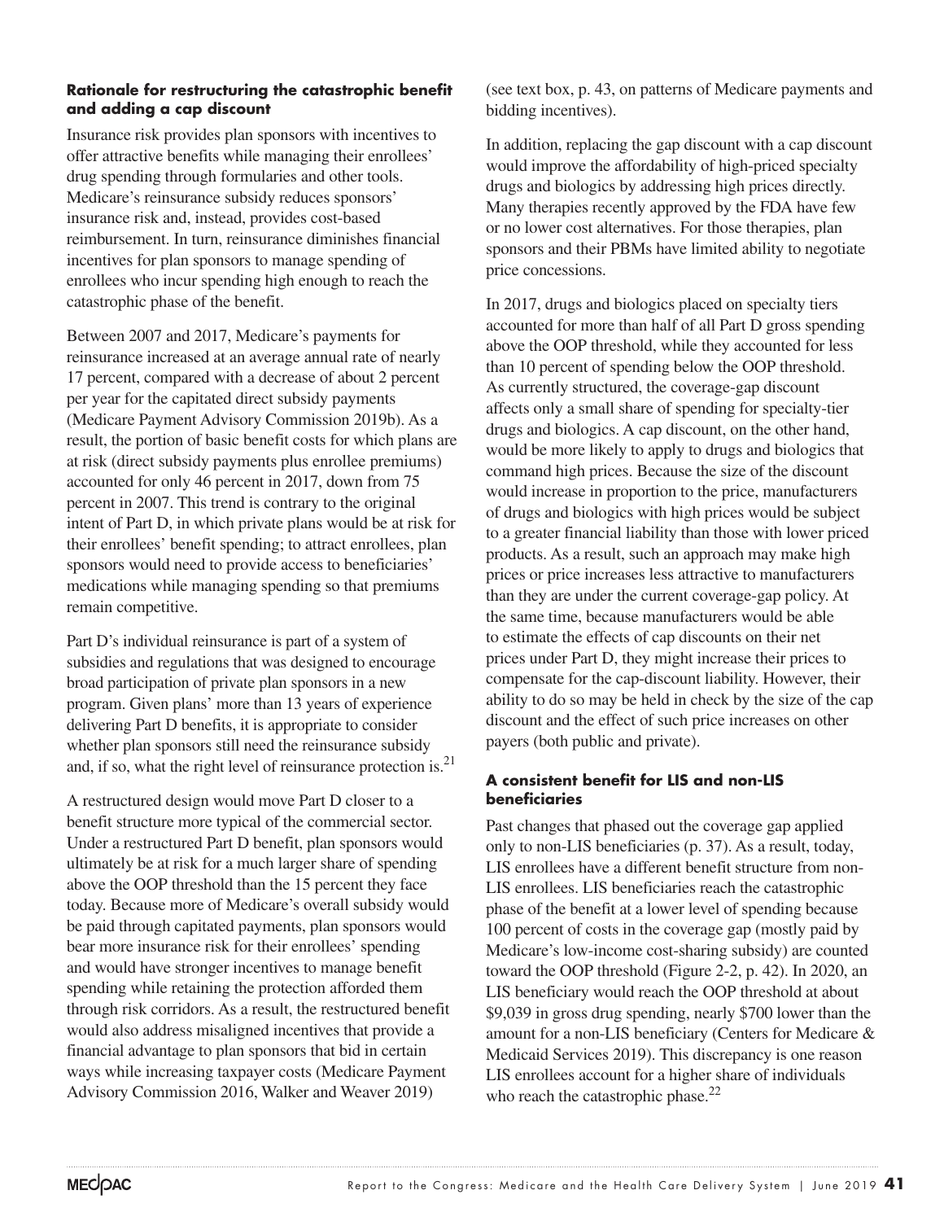#### Rationale for restructuring the catastrophic benefit and adding a cap discount

Insurance risk provides plan sponsors with incentives to offer attractive benefits while managing their enrollees' drug spending through formularies and other tools. Medicare's reinsurance subsidy reduces sponsors' insurance risk and, instead, provides cost-based reimbursement. In turn, reinsurance diminishes financial incentives for plan sponsors to manage spending of enrollees who incur spending high enough to reach the catastrophic phase of the benefit.

Between 2007 and 2017, Medicare's payments for reinsurance increased at an average annual rate of nearly 17 percent, compared with a decrease of about 2 percent per year for the capitated direct subsidy payments (Medicare Payment Advisory Commission 2019b). As a result, the portion of basic benefit costs for which plans are at risk (direct subsidy payments plus enrollee premiums) accounted for only 46 percent in 2017, down from 75 percent in 2007. This trend is contrary to the original intent of Part D, in which private plans would be at risk for their enrollees' benefit spending; to attract enrollees, plan sponsors would need to provide access to beneficiaries' medications while managing spending so that premiums remain competitive.

Part D's individual reinsurance is part of a system of subsidies and regulations that was designed to encourage broad participation of private plan sponsors in a new program. Given plans' more than 13 years of experience delivering Part D benefits, it is appropriate to consider whether plan sponsors still need the reinsurance subsidy and, if so, what the right level of reinsurance protection is.[21]

A restructured design would move Part D closer to a benefit structure more typical of the commercial sector. Under a restructured Part D benefit, plan sponsors would ultimately be at risk for a much larger share of spending above the OOP threshold than the 15 percent they face today. Because more of Medicare's overall subsidy would be paid through capitated payments, plan sponsors would bear more insurance risk for their enrollees' spending and would have stronger incentives to manage benefit spending while retaining the protection afforded them through risk corridors. As a result, the restructured benefit would also address misaligned incentives that provide a financial advantage to plan sponsors that bid in certain ways while increasing taxpayer costs (Medicare Payment Advisory Commission 2016, Walker and Weaver 2019) (see text box, p. 43, on patterns of Medicare payments and bidding incentives).

In addition, replacing the gap discount with a cap discount would improve the affordability of high-priced specialty drugs and biologics by addressing high prices directly. Many therapies recently approved by the FDA have few or no lower cost alternatives. For those therapies, plan sponsors and their PBMs have limited ability to negotiate price concessions.

In 2017, drugs and biologics placed on specialty tiers accounted for more than half of all Part D gross spending above the OOP threshold, while they accounted for less than 10 percent of spending below the OOP threshold. As currently structured, the coverage-gap discount affects only a small share of spending for specialty-tier drugs and biologics. A cap discount, on the other hand, would be more likely to apply to drugs and biologics that command high prices. Because the size of the discount would increase in proportion to the price, manufacturers of drugs and biologics with high prices would be subject to a greater financial liability than those with lower priced products. As a result, such an approach may make high prices or price increases less attractive to manufacturers than they are under the current coverage-gap policy. At the same time, because manufacturers would be able to estimate the effects of cap discounts on their net prices under Part D, they might increase their prices to compensate for the cap-discount liability. However, their ability to do so may be held in check by the size of the cap discount and the effect of such price increases on other payers (both public and private).

#### A consistent benefit for LIS and non-LIS beneficiaries

Past changes that phased out the coverage gap applied only to non-LIS beneficiaries (p. 37). As a result, today, LIS enrollees have a different benefit structure from non-LIS enrollees. LIS beneficiaries reach the catastrophic phase of the benefit at a lower level of spending because 100 percent of costs in the coverage gap (mostly paid by Medicare's low-income cost-sharing subsidy) are counted toward the OOP threshold (Figure 2-2, p. 42). In 2020, an LIS beneficiary would reach the OOP threshold at about $9,039 in gross drug spending, nearly $700 lower than the amount for a non-LIS beneficiary (Centers for Medicare & Medicaid Services 2019). This discrepancy is one reason LIS enrollees account for a higher share of individuals who reach the catastrophic phase.[22]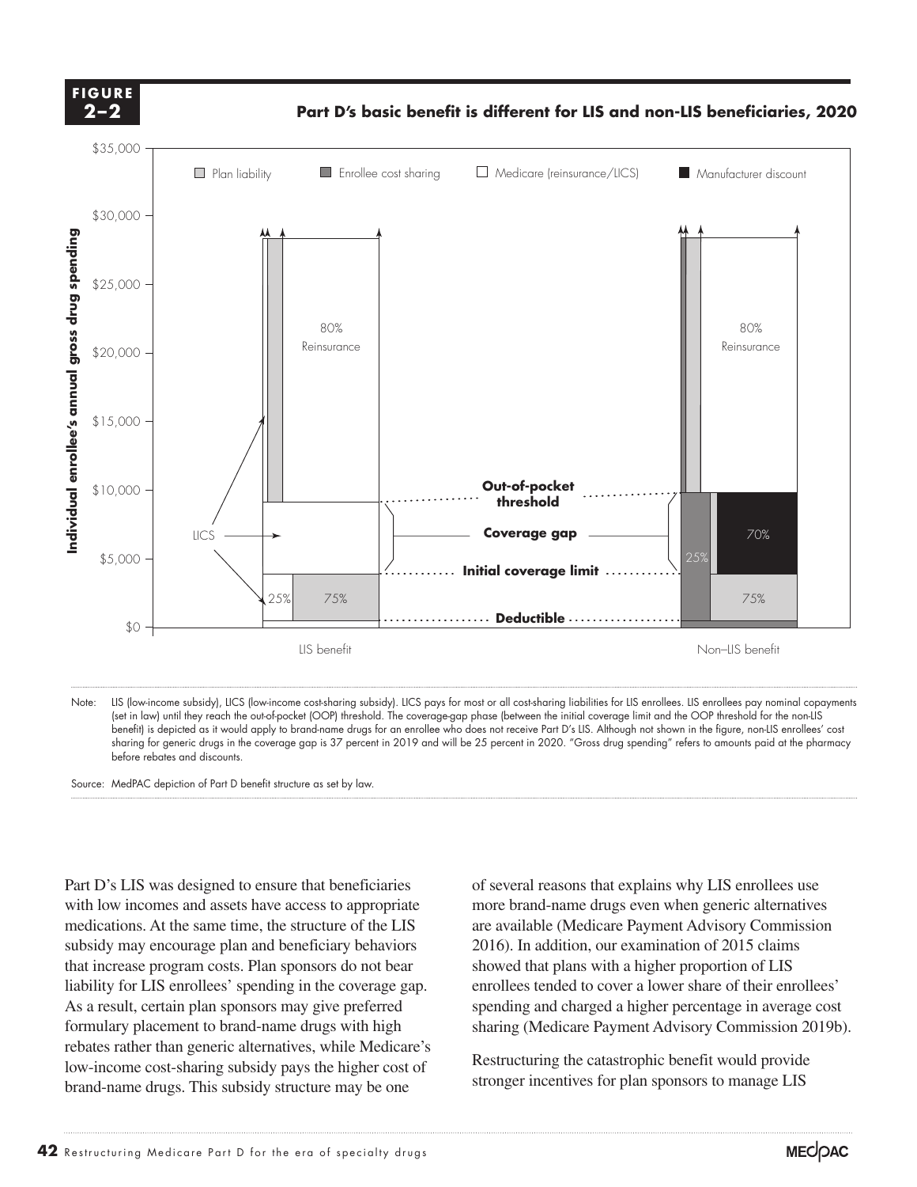**FIGURE 2–2**

**Part D's basic benefit is different for LIS and non-LIS beneficiaries, 2020**

Note: LIS (low-income subsidy), LICS (low-income cost-sharing subsidy). LICS pays for most or all cost-sharing liabilities for LIS enrollees. LIS enrollees pay nominal copayments (set in law) until they reach the out-of-pocket (OOP) threshold. The coverage-gap phase (between the initial coverage limit and the OOP threshold for the non-LIS benefit) is depicted as it would apply to brand-name drugs for an enrollee who does not receive Part D's LIS. Although not shown in the figure, non-LIS enrollees' cost sharing for generic drugs in the coverage gap is 37 percent in 2019 and will be 25 percent in 2020. "Gross drug spending" refers to amounts paid at the pharmacy before rebates and discounts.

Source: MedPAC depiction of Part D benefit structure as set by law.

Part D's LIS was designed to ensure that beneficiaries with low incomes and assets have access to appropriate medications. At the same time, the structure of the LIS subsidy may encourage plan and beneficiary behaviors that increase program costs. Plan sponsors do not bear liability for LIS enrollees' spending in the coverage gap. As a result, certain plan sponsors may give preferred formulary placement to brand-name drugs with high rebates rather than generic alternatives, while Medicare's low-income cost-sharing subsidy pays the higher cost of brand-name drugs. This subsidy structure may be one of several reasons that explains why LIS enrollees use more brand-name drugs even when generic alternatives are available (Medicare Payment Advisory Commission 2016). In addition, our examination of 2015 claims showed that plans with a higher proportion of LIS enrollees tended to cover a lower share of their enrollees' spending and charged a higher percentage in average cost sharing (Medicare Payment Advisory Commission 2019b).

Restructuring the catastrophic benefit would provide stronger incentives for plan sponsors to manage LIS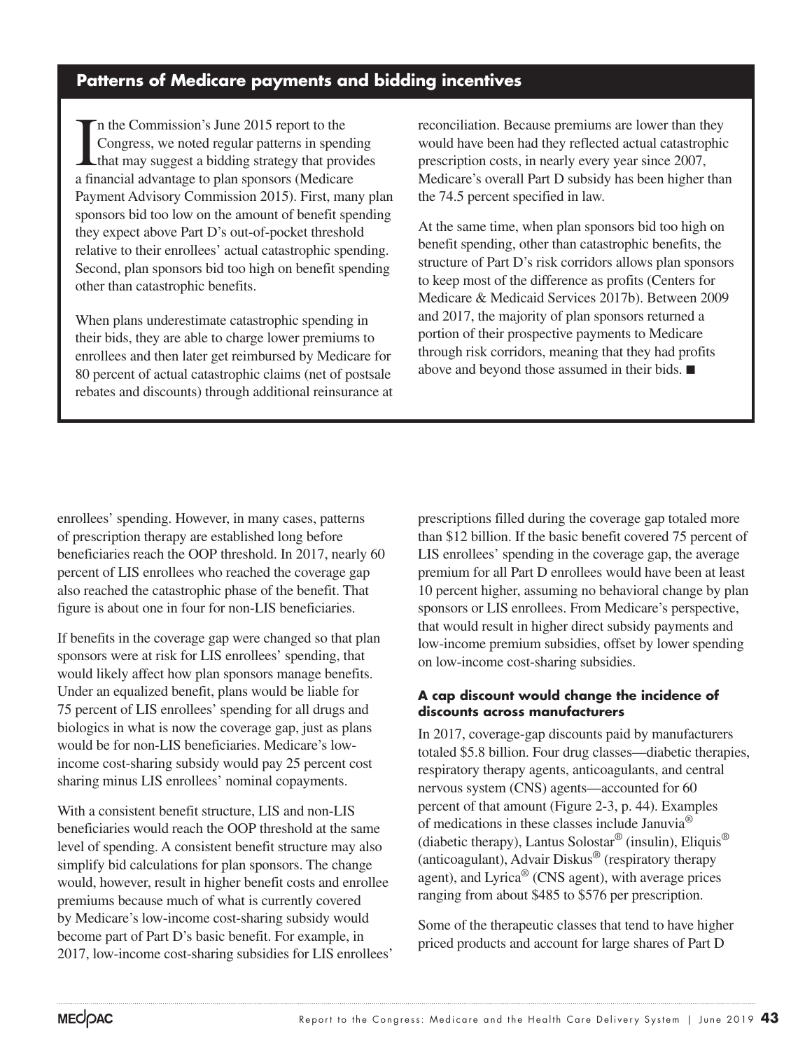## Patterns of Medicare payments and bidding incentives

In the Commission's June 2015 report to the Congress, we noted regular patterns in spending that may suggest a bidding strategy that provides a financial advantage to plan sponsors (Medicare Payment Advisory Commission 2015). First, many plan sponsors bid too low on the amount of benefit spending they expect above Part D's out-of-pocket threshold relative to their enrollees' actual catastrophic spending. Second, plan sponsors bid too high on benefit spending other than catastrophic benefits.

When plans underestimate catastrophic spending in their bids, they are able to charge lower premiums to enrollees and then later get reimbursed by Medicare for 80 percent of actual catastrophic claims (net of postsale rebates and discounts) through additional reinsurance at reconciliation. Because premiums are lower than they would have been had they reflected actual catastrophic prescription costs, in nearly every year since 2007, Medicare's overall Part D subsidy has been higher than the 74.5 percent specified in law.

At the same time, when plan sponsors bid too high on benefit spending, other than catastrophic benefits, the structure of Part D's risk corridors allows plan sponsors to keep most of the difference as profits (Centers for Medicare & Medicaid Services 2017b). Between 2009 and 2017, the majority of plan sponsors returned a portion of their prospective payments to Medicare through risk corridors, meaning that they had profits above and beyond those assumed in their bids. ■

enrollees' spending. However, in many cases, patterns of prescription therapy are established long before beneficiaries reach the OOP threshold. In 2017, nearly 60 percent of LIS enrollees who reached the coverage gap also reached the catastrophic phase of the benefit. That figure is about one in four for non-LIS beneficiaries.

If benefits in the coverage gap were changed so that plan sponsors were at risk for LIS enrollees' spending, that would likely affect how plan sponsors manage benefits. Under an equalized benefit, plans would be liable for 75 percent of LIS enrollees' spending for all drugs and biologics in what is now the coverage gap, just as plans would be for non-LIS beneficiaries. Medicare's low-income cost-sharing subsidy would pay 25 percent cost sharing minus LIS enrollees' nominal copayments.

With a consistent benefit structure, LIS and non-LIS beneficiaries would reach the OOP threshold at the same level of spending. A consistent benefit structure may also simplify bid calculations for plan sponsors. The change would, however, result in higher benefit costs and enrollee premiums because much of what is currently covered by Medicare's low-income cost-sharing subsidy would become part of Part D's basic benefit. For example, in 2017, low-income cost-sharing subsidies for LIS enrollees' prescriptions filled during the coverage gap totaled more than $12 billion. If the basic benefit covered 75 percent of LIS enrollees' spending in the coverage gap, the average premium for all Part D enrollees would have been at least 10 percent higher, assuming no behavioral change by plan sponsors or LIS enrollees. From Medicare's perspective, that would result in higher direct subsidy payments and low-income premium subsidies, offset by lower spending on low-income cost-sharing subsidies.

### A cap discount would change the incidence of discounts across manufacturers

In 2017, coverage-gap discounts paid by manufacturers totaled $5.8 billion. Four drug classes—diabetic therapies, respiratory therapy agents, anticoagulants, and central nervous system (CNS) agents—accounted for 60 percent of that amount (Figure 2-3, p. 44). Examples of medications in these classes include Januvia® (diabetic therapy), Lantus Solostar® (insulin), Eliquis® (anticoagulant), Advair Diskus® (respiratory therapy agent), and Lyrica® (CNS agent), with average prices ranging from about $485 to $576 per prescription.

Some of the therapeutic classes that tend to have higher priced products and account for large shares of Part D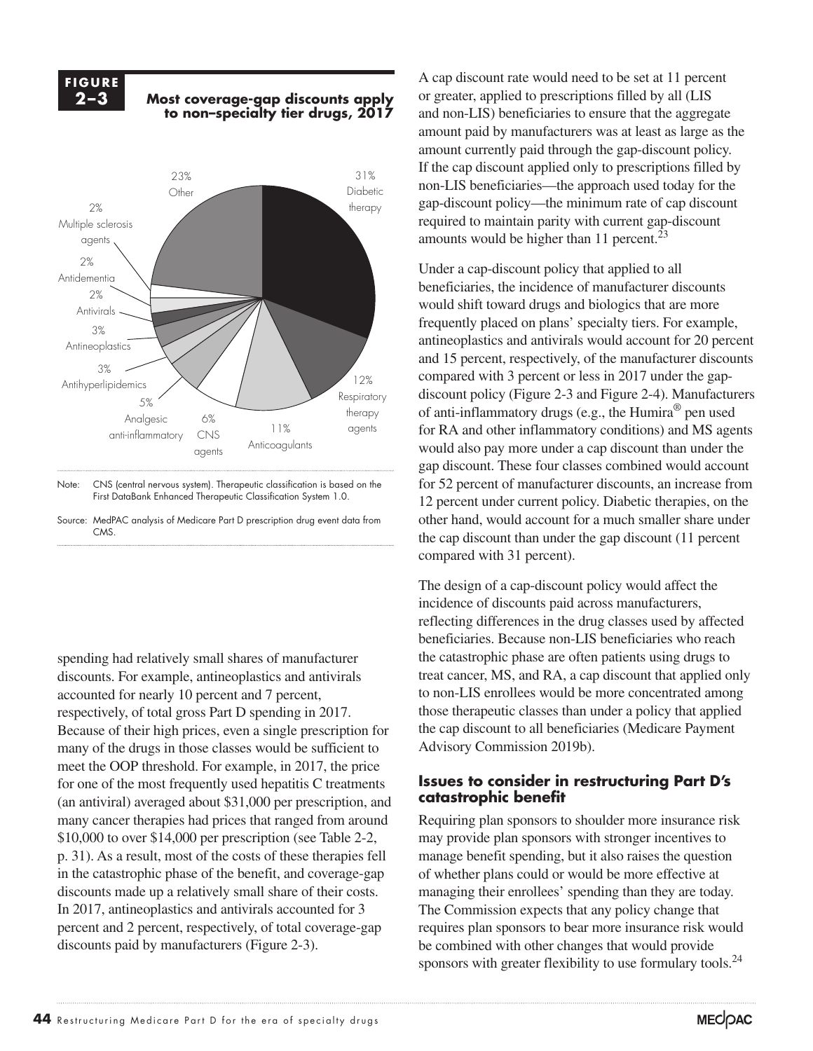**FIGURE 2–3**

**Most coverage-gap discounts apply to non–specialty tier drugs, 2017**

| Therapeutic class | Share |
| --- | --- |
| Diabetic therapy | 31% |
| Respiratory therapy agents | 12% |
| Anticoagulants | 11% |
| CNS agents | 6% |
| Analgesic anti-inflammatory | 5% |
| Antihyperlipidemics | 3% |
| Antineoplastics | 3% |
| Antivirals | 2% |
| Antidementia | 2% |
| Multiple sclerosis agents | 2% |
| Other | 23% |

Note: CNS (central nervous system). Therapeutic classification is based on the First DataBank Enhanced Therapeutic Classification System 1.0.

Source: MedPAC analysis of Medicare Part D prescription drug event data from CMS.

spending had relatively small shares of manufacturer discounts. For example, antineoplastics and antivirals accounted for nearly 10 percent and 7 percent, respectively, of total gross Part D spending in 2017. Because of their high prices, even a single prescription for many of the drugs in those classes would be sufficient to meet the OOP threshold. For example, in 2017, the price for one of the most frequently used hepatitis C treatments (an antiviral) averaged about $31,000 per prescription, and many cancer therapies had prices that ranged from around $10,000 to over $14,000 per prescription (see Table 2-2, p. 31). As a result, most of the costs of these therapies fell in the catastrophic phase of the benefit, and coverage-gap discounts made up a relatively small share of their costs. In 2017, antineoplastics and antivirals accounted for 3 percent and 2 percent, respectively, of total coverage-gap discounts paid by manufacturers (Figure 2-3).

A cap discount rate would need to be set at 11 percent or greater, applied to prescriptions filled by all (LIS and non-LIS) beneficiaries to ensure that the aggregate amount paid by manufacturers was at least as large as the amount currently paid through the gap-discount policy. If the cap discount applied only to prescriptions filled by non-LIS beneficiaries—the approach used today for the gap-discount policy—the minimum rate of cap discount required to maintain parity with current gap-discount amounts would be higher than 11 percent.[23]

Under a cap-discount policy that applied to all beneficiaries, the incidence of manufacturer discounts would shift toward drugs and biologics that are more frequently placed on plans' specialty tiers. For example, antineoplastics and antivirals would account for 20 percent and 15 percent, respectively, of the manufacturer discounts compared with 3 percent or less in 2017 under the gap-discount policy (Figure 2-3 and Figure 2-4). Manufacturers of anti-inflammatory drugs (e.g., the Humira® pen used for RA and other inflammatory conditions) and MS agents would also pay more under a cap discount than under the gap discount. These four classes combined would account for 52 percent of manufacturer discounts, an increase from 12 percent under current policy. Diabetic therapies, on the other hand, would account for a much smaller share under the cap discount than under the gap discount (11 percent compared with 31 percent).

The design of a cap-discount policy would affect the incidence of discounts paid across manufacturers, reflecting differences in the drug classes used by affected beneficiaries. Because non-LIS beneficiaries who reach the catastrophic phase are often patients using drugs to treat cancer, MS, and RA, a cap discount that applied only to non-LIS enrollees would be more concentrated among those therapeutic classes than under a policy that applied the cap discount to all beneficiaries (Medicare Payment Advisory Commission 2019b).

### Issues to consider in restructuring Part D's catastrophic benefit

Requiring plan sponsors to shoulder more insurance risk may provide plan sponsors with stronger incentives to manage benefit spending, but it also raises the question of whether plans could or would be more effective at managing their enrollees' spending than they are today. The Commission expects that any policy change that requires plan sponsors to bear more insurance risk would be combined with other changes that would provide sponsors with greater flexibility to use formulary tools.[24]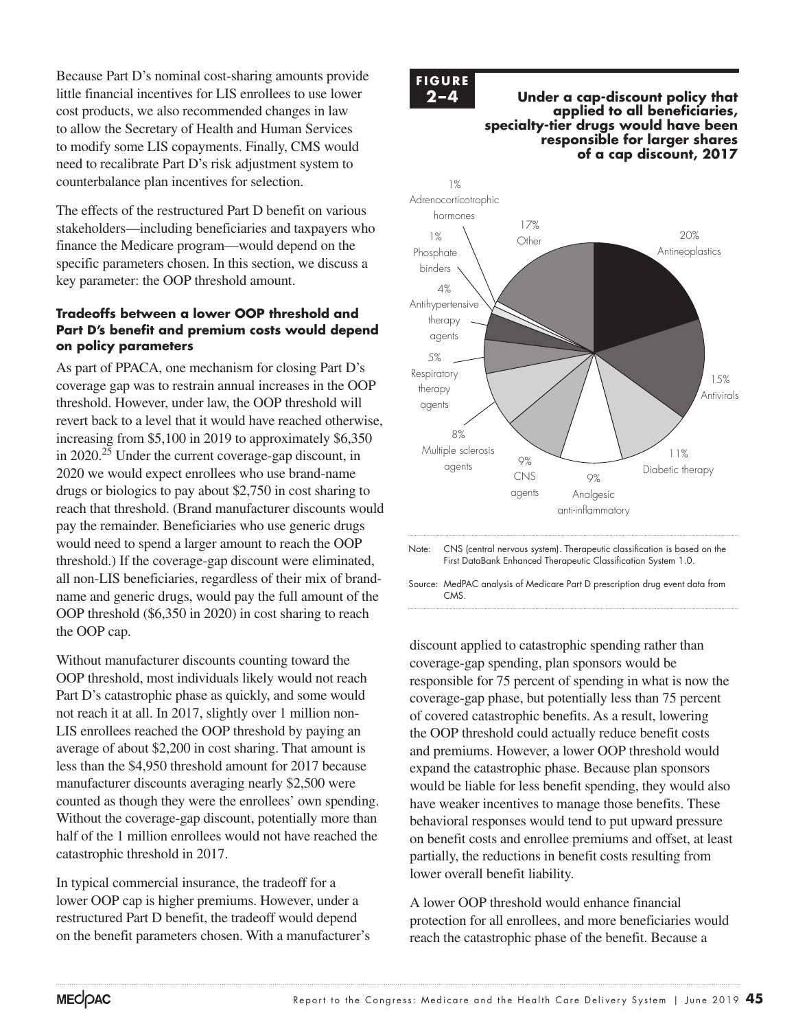Because Part D's nominal cost-sharing amounts provide little financial incentives for LIS enrollees to use lower cost products, we also recommended changes in law to allow the Secretary of Health and Human Services to modify some LIS copayments. Finally, CMS would need to recalibrate Part D's risk adjustment system to counterbalance plan incentives for selection.

The effects of the restructured Part D benefit on various stakeholders—including beneficiaries and taxpayers who finance the Medicare program—would depend on the specific parameters chosen. In this section, we discuss a key parameter: the OOP threshold amount.

### Tradeoffs between a lower OOP threshold and Part D's benefit and premium costs would depend on policy parameters

As part of PPACA, one mechanism for closing Part D's coverage gap was to restrain annual increases in the OOP threshold. However, under law, the OOP threshold will revert back to a level that it would have reached otherwise, increasing from $5,100 in 2019 to approximately $6,350 in 2020.[25] Under the current coverage-gap discount, in 2020 we would expect enrollees who use brand-name drugs or biologics to pay about $2,750 in cost sharing to reach that threshold. (Brand manufacturer discounts would pay the remainder. Beneficiaries who use generic drugs would need to spend a larger amount to reach the OOP threshold.) If the coverage-gap discount were eliminated, all non-LIS beneficiaries, regardless of their mix of brand-name and generic drugs, would pay the full amount of the OOP threshold ($6,350 in 2020) in cost sharing to reach the OOP cap.

Without manufacturer discounts counting toward the OOP threshold, most individuals likely would not reach Part D's catastrophic phase as quickly, and some would not reach it at all. In 2017, slightly over 1 million non-LIS enrollees reached the OOP threshold by paying an average of about $2,200 in cost sharing. That amount is less than the $4,950 threshold amount for 2017 because manufacturer discounts averaging nearly $2,500 were counted as though they were the enrollees' own spending. Without the coverage-gap discount, potentially more than half of the 1 million enrollees would not have reached the catastrophic threshold in 2017.

In typical commercial insurance, the tradeoff for a lower OOP cap is higher premiums. However, under a restructured Part D benefit, the tradeoff would depend on the benefit parameters chosen. With a manufacturer's discount applied to catastrophic spending rather than coverage-gap spending, plan sponsors would be responsible for 75 percent of spending in what is now the coverage-gap phase, but potentially less than 75 percent of covered catastrophic benefits. As a result, lowering the OOP threshold could actually reduce benefit costs and premiums. However, a lower OOP threshold would expand the catastrophic phase. Because plan sponsors would be liable for less benefit spending, they would also have weaker incentives to manage those benefits. These behavioral responses would tend to put upward pressure on benefit costs and enrollee premiums and offset, at least partially, the reductions in benefit costs resulting from lower overall benefit liability.

A lower OOP threshold would enhance financial protection for all enrollees, and more beneficiaries would reach the catastrophic phase of the benefit. Because a

**FIGURE 2–4** **Under a cap-discount policy that applied to all beneficiaries, specialty-tier drugs would have been responsible for larger shares of a cap discount, 2017**

| Therapeutic class | Share |
|---|---|
| Antineoplastics | 20% |
| Antivirals | 15% |
| Diabetic therapy | 11% |
| Analgesic anti-inflammatory | 9% |
| CNS agents | 9% |
| Multiple sclerosis agents | 8% |
| Respiratory therapy agents | 5% |
| Antihypertensive therapy agents | 4% |
| Phosphate binders | 1% |
| Adrenocorticotrophic hormones | 1% |
| Other | 17% |

Note: CNS (central nervous system). Therapeutic classification is based on the First DataBank Enhanced Therapeutic Classification System 1.0.

Source: MedPAC analysis of Medicare Part D prescription drug event data from CMS.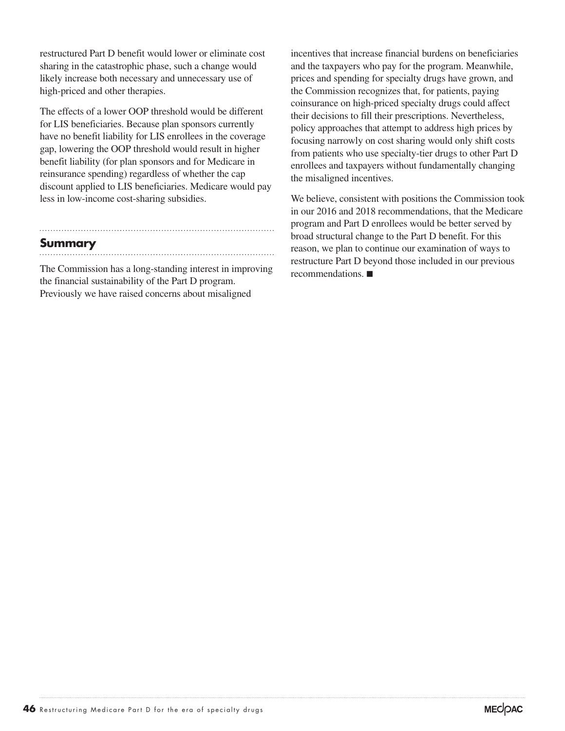restructured Part D benefit would lower or eliminate cost sharing in the catastrophic phase, such a change would likely increase both necessary and unnecessary use of high-priced and other therapies.

The effects of a lower OOP threshold would be different for LIS beneficiaries. Because plan sponsors currently have no benefit liability for LIS enrollees in the coverage gap, lowering the OOP threshold would result in higher benefit liability (for plan sponsors and for Medicare in reinsurance spending) regardless of whether the cap discount applied to LIS beneficiaries. Medicare would pay less in low-income cost-sharing subsidies.

## Summary

The Commission has a long-standing interest in improving the financial sustainability of the Part D program. Previously we have raised concerns about misaligned incentives that increase financial burdens on beneficiaries and the taxpayers who pay for the program. Meanwhile, prices and spending for specialty drugs have grown, and the Commission recognizes that, for patients, paying coinsurance on high-priced specialty drugs could affect their decisions to fill their prescriptions. Nevertheless, policy approaches that attempt to address high prices by focusing narrowly on cost sharing would only shift costs from patients who use specialty-tier drugs to other Part D enrollees and taxpayers without fundamentally changing the misaligned incentives.

We believe, consistent with positions the Commission took in our 2016 and 2018 recommendations, that the Medicare program and Part D enrollees would be better served by broad structural change to the Part D benefit. For this reason, we plan to continue our examination of ways to restructure Part D beyond those included in our previous recommendations. ■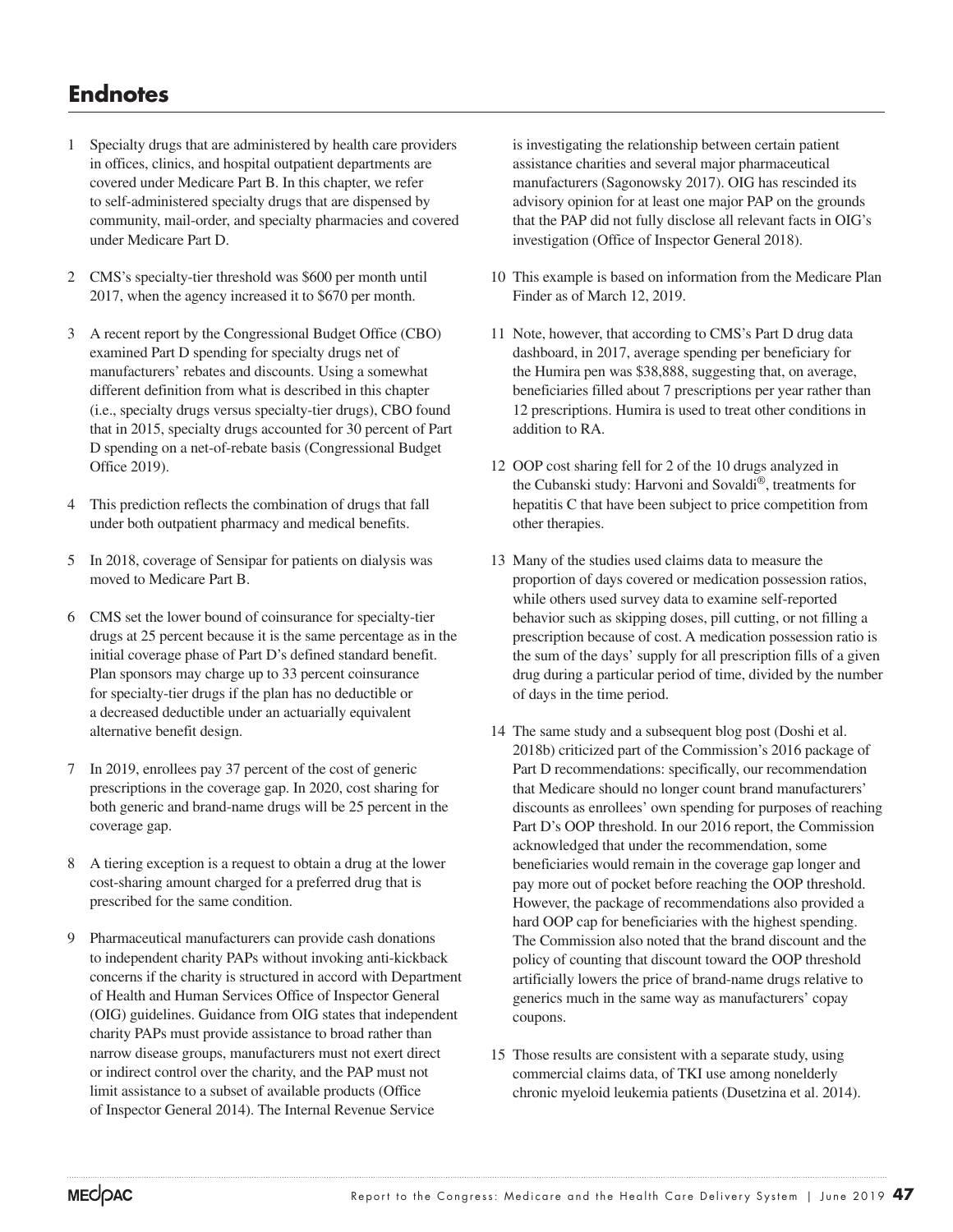## Endnotes

1 Specialty drugs that are administered by health care providers in offices, clinics, and hospital outpatient departments are covered under Medicare Part B. In this chapter, we refer to self-administered specialty drugs that are dispensed by community, mail-order, and specialty pharmacies and covered under Medicare Part D.

2 CMS's specialty-tier threshold was $600 per month until 2017, when the agency increased it to $670 per month.

3 A recent report by the Congressional Budget Office (CBO) examined Part D spending for specialty drugs net of manufacturers' rebates and discounts. Using a somewhat different definition from what is described in this chapter (i.e., specialty drugs versus specialty-tier drugs), CBO found that in 2015, specialty drugs accounted for 30 percent of Part D spending on a net-of-rebate basis (Congressional Budget Office 2019).

4 This prediction reflects the combination of drugs that fall under both outpatient pharmacy and medical benefits.

5 In 2018, coverage of Sensipar for patients on dialysis was moved to Medicare Part B.

6 CMS set the lower bound of coinsurance for specialty-tier drugs at 25 percent because it is the same percentage as in the initial coverage phase of Part D's defined standard benefit. Plan sponsors may charge up to 33 percent coinsurance for specialty-tier drugs if the plan has no deductible or a decreased deductible under an actuarially equivalent alternative benefit design.

7 In 2019, enrollees pay 37 percent of the cost of generic prescriptions in the coverage gap. In 2020, cost sharing for both generic and brand-name drugs will be 25 percent in the coverage gap.

8 A tiering exception is a request to obtain a drug at the lower cost-sharing amount charged for a preferred drug that is prescribed for the same condition.

9 Pharmaceutical manufacturers can provide cash donations to independent charity PAPs without invoking anti-kickback concerns if the charity is structured in accord with Department of Health and Human Services Office of Inspector General (OIG) guidelines. Guidance from OIG states that independent charity PAPs must provide assistance to broad rather than narrow disease groups, manufacturers must not exert direct or indirect control over the charity, and the PAP must not limit assistance to a subset of available products (Office of Inspector General 2014). The Internal Revenue Service is investigating the relationship between certain patient assistance charities and several major pharmaceutical manufacturers (Sagonowsky 2017). OIG has rescinded its advisory opinion for at least one major PAP on the grounds that the PAP did not fully disclose all relevant facts in OIG's investigation (Office of Inspector General 2018).

10 This example is based on information from the Medicare Plan Finder as of March 12, 2019.

11 Note, however, that according to CMS's Part D drug data dashboard, in 2017, average spending per beneficiary for the Humira pen was $38,888, suggesting that, on average, beneficiaries filled about 7 prescriptions per year rather than 12 prescriptions. Humira is used to treat other conditions in addition to RA.

12 OOP cost sharing fell for 2 of the 10 drugs analyzed in the Cubanski study: Harvoni and Sovaldi®, treatments for hepatitis C that have been subject to price competition from other therapies.

13 Many of the studies used claims data to measure the proportion of days covered or medication possession ratios, while others used survey data to examine self-reported behavior such as skipping doses, pill cutting, or not filling a prescription because of cost. A medication possession ratio is the sum of the days' supply for all prescription fills of a given drug during a particular period of time, divided by the number of days in the time period.

14 The same study and a subsequent blog post (Doshi et al. 2018b) criticized part of the Commission's 2016 package of Part D recommendations: specifically, our recommendation that Medicare should no longer count brand manufacturers' discounts as enrollees' own spending for purposes of reaching Part D's OOP threshold. In our 2016 report, the Commission acknowledged that under the recommendation, some beneficiaries would remain in the coverage gap longer and pay more out of pocket before reaching the OOP threshold. However, the package of recommendations also provided a hard OOP cap for beneficiaries with the highest spending. The Commission also noted that the brand discount and the policy of counting that discount toward the OOP threshold artificially lowers the price of brand-name drugs relative to generics much in the same way as manufacturers' copay coupons.

15 Those results are consistent with a separate study, using commercial claims data, of TKI use among nonelderly chronic myeloid leukemia patients (Dusetzina et al. 2014).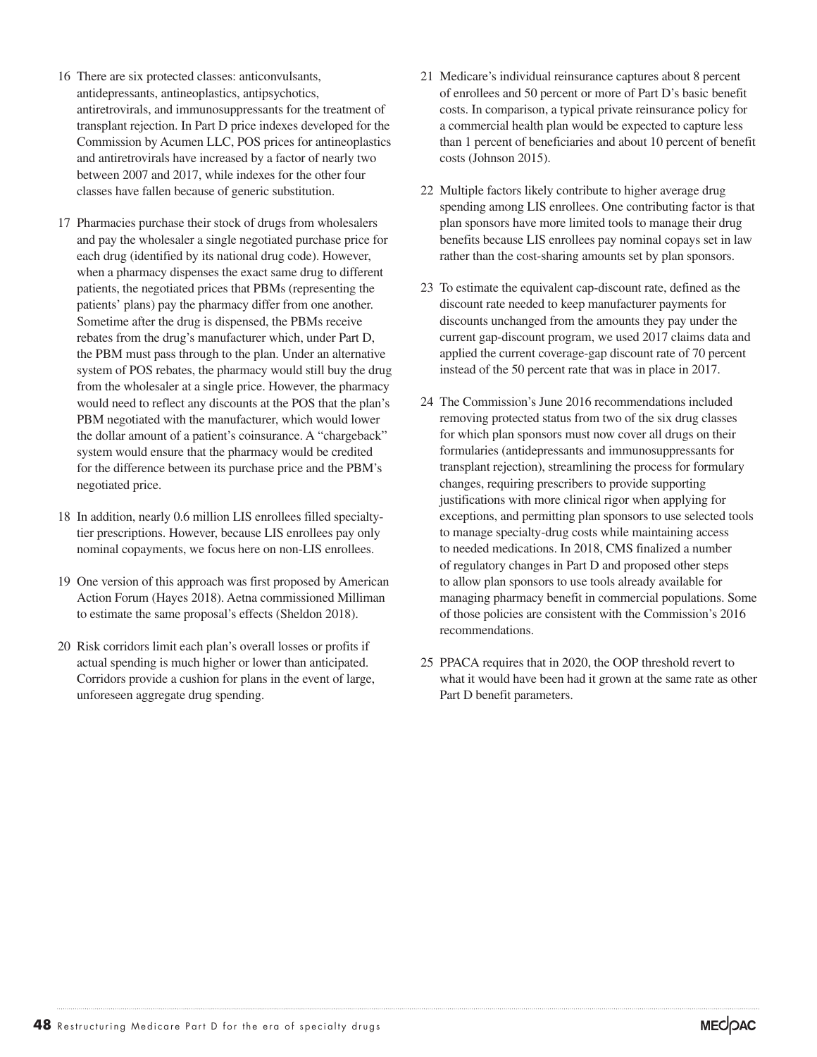16 There are six protected classes: anticonvulsants, antidepressants, antineoplastics, antipsychotics, antiretrovirals, and immunosuppressants for the treatment of transplant rejection. In Part D price indexes developed for the Commission by Acumen LLC, POS prices for antineoplastics and antiretrovirals have increased by a factor of nearly two between 2007 and 2017, while indexes for the other four classes have fallen because of generic substitution.

17 Pharmacies purchase their stock of drugs from wholesalers and pay the wholesaler a single negotiated purchase price for each drug (identified by its national drug code). However, when a pharmacy dispenses the exact same drug to different patients, the negotiated prices that PBMs (representing the patients' plans) pay the pharmacy differ from one another. Sometime after the drug is dispensed, the PBMs receive rebates from the drug's manufacturer which, under Part D, the PBM must pass through to the plan. Under an alternative system of POS rebates, the pharmacy would still buy the drug from the wholesaler at a single price. However, the pharmacy would need to reflect any discounts at the POS that the plan's PBM negotiated with the manufacturer, which would lower the dollar amount of a patient's coinsurance. A "chargeback" system would ensure that the pharmacy would be credited for the difference between its purchase price and the PBM's negotiated price.

18 In addition, nearly 0.6 million LIS enrollees filled specialty-tier prescriptions. However, because LIS enrollees pay only nominal copayments, we focus here on non-LIS enrollees.

19 One version of this approach was first proposed by American Action Forum (Hayes 2018). Aetna commissioned Milliman to estimate the same proposal's effects (Sheldon 2018).

20 Risk corridors limit each plan's overall losses or profits if actual spending is much higher or lower than anticipated. Corridors provide a cushion for plans in the event of large, unforeseen aggregate drug spending.

21 Medicare's individual reinsurance captures about 8 percent of enrollees and 50 percent or more of Part D's basic benefit costs. In comparison, a typical private reinsurance policy for a commercial health plan would be expected to capture less than 1 percent of beneficiaries and about 10 percent of benefit costs (Johnson 2015).

22 Multiple factors likely contribute to higher average drug spending among LIS enrollees. One contributing factor is that plan sponsors have more limited tools to manage their drug benefits because LIS enrollees pay nominal copays set in law rather than the cost-sharing amounts set by plan sponsors.

23 To estimate the equivalent cap-discount rate, defined as the discount rate needed to keep manufacturer payments for discounts unchanged from the amounts they pay under the current gap-discount program, we used 2017 claims data and applied the current coverage-gap discount rate of 70 percent instead of the 50 percent rate that was in place in 2017.

24 The Commission's June 2016 recommendations included removing protected status from two of the six drug classes for which plan sponsors must now cover all drugs on their formularies (antidepressants and immunosuppressants for transplant rejection), streamlining the process for formulary changes, requiring prescribers to provide supporting justifications with more clinical rigor when applying for exceptions, and permitting plan sponsors to use selected tools to manage specialty-drug costs while maintaining access to needed medications. In 2018, CMS finalized a number of regulatory changes in Part D and proposed other steps to allow plan sponsors to use tools already available for managing pharmacy benefit in commercial populations. Some of those policies are consistent with the Commission's 2016 recommendations.

25 PPACA requires that in 2020, the OOP threshold revert to what it would have been had it grown at the same rate as other Part D benefit parameters.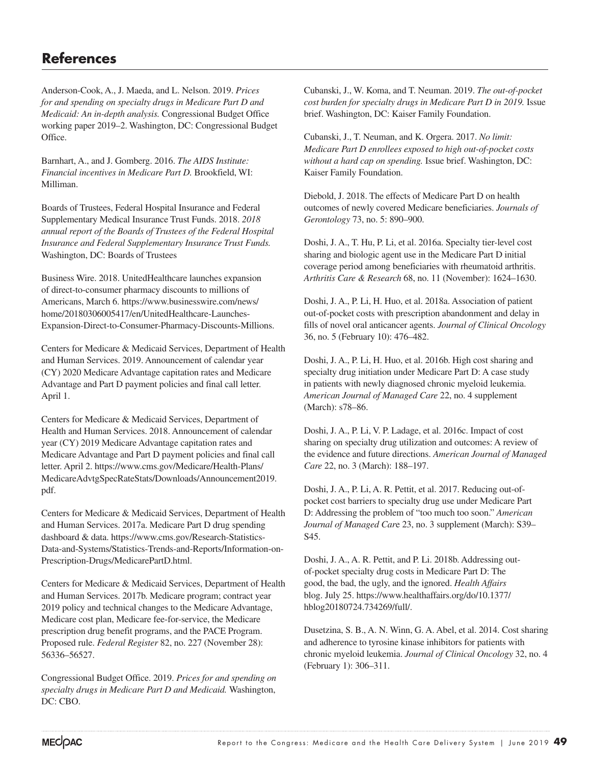## References

Anderson-Cook, A., J. Maeda, and L. Nelson. 2019. *Prices for and spending on specialty drugs in Medicare Part D and Medicaid: An in-depth analysis.* Congressional Budget Office working paper 2019–2. Washington, DC: Congressional Budget Office.

Barnhart, A., and J. Gomberg. 2016. *The AIDS Institute: Financial incentives in Medicare Part D.* Brookfield, WI: Milliman.

Boards of Trustees, Federal Hospital Insurance and Federal Supplementary Medical Insurance Trust Funds. 2018. *2018 annual report of the Boards of Trustees of the Federal Hospital Insurance and Federal Supplementary Insurance Trust Funds.* Washington, DC: Boards of Trustees

Business Wire. 2018. UnitedHealthcare launches expansion of direct-to-consumer pharmacy discounts to millions of Americans, March 6. https://www.businesswire.com/news/home/20180306005417/en/UnitedHealthcare-Launches-Expansion-Direct-to-Consumer-Pharmacy-Discounts-Millions.

Centers for Medicare & Medicaid Services, Department of Health and Human Services. 2019. Announcement of calendar year (CY) 2020 Medicare Advantage capitation rates and Medicare Advantage and Part D payment policies and final call letter. April 1.

Centers for Medicare & Medicaid Services, Department of Health and Human Services. 2018. Announcement of calendar year (CY) 2019 Medicare Advantage capitation rates and Medicare Advantage and Part D payment policies and final call letter. April 2. https://www.cms.gov/Medicare/Health-Plans/MedicareAdvtgSpecRateStats/Downloads/Announcement2019.pdf.

Centers for Medicare & Medicaid Services, Department of Health and Human Services. 2017a. Medicare Part D drug spending dashboard & data. https://www.cms.gov/Research-Statistics-Data-and-Systems/Statistics-Trends-and-Reports/Information-on-Prescription-Drugs/MedicarePartD.html.

Centers for Medicare & Medicaid Services, Department of Health and Human Services. 2017b. Medicare program; contract year 2019 policy and technical changes to the Medicare Advantage, Medicare cost plan, Medicare fee-for-service, the Medicare prescription drug benefit programs, and the PACE Program. Proposed rule. *Federal Register* 82, no. 227 (November 28): 56336–56527.

Congressional Budget Office. 2019. *Prices for and spending on specialty drugs in Medicare Part D and Medicaid.* Washington, DC: CBO.

Cubanski, J., W. Koma, and T. Neuman. 2019. *The out-of-pocket cost burden for specialty drugs in Medicare Part D in 2019.* Issue brief. Washington, DC: Kaiser Family Foundation.

Cubanski, J., T. Neuman, and K. Orgera. 2017. *No limit: Medicare Part D enrollees exposed to high out-of-pocket costs without a hard cap on spending.* Issue brief. Washington, DC: Kaiser Family Foundation.

Diebold, J. 2018. The effects of Medicare Part D on health outcomes of newly covered Medicare beneficiaries. *Journals of Gerontology* 73, no. 5: 890–900.

Doshi, J. A., T. Hu, P. Li, et al. 2016a. Specialty tier-level cost sharing and biologic agent use in the Medicare Part D initial coverage period among beneficiaries with rheumatoid arthritis. *Arthritis Care & Research* 68, no. 11 (November): 1624–1630.

Doshi, J. A., P. Li, H. Huo, et al. 2018a. Association of patient out-of-pocket costs with prescription abandonment and delay in fills of novel oral anticancer agents. *Journal of Clinical Oncology* 36, no. 5 (February 10): 476–482.

Doshi, J. A., P. Li, H. Huo, et al. 2016b. High cost sharing and specialty drug initiation under Medicare Part D: A case study in patients with newly diagnosed chronic myeloid leukemia. *American Journal of Managed Care* 22, no. 4 supplement (March): s78–86.

Doshi, J. A., P. Li, V. P. Ladage, et al. 2016c. Impact of cost sharing on specialty drug utilization and outcomes: A review of the evidence and future directions. *American Journal of Managed Care* 22, no. 3 (March): 188–197.

Doshi, J. A., P. Li, A. R. Pettit, et al. 2017. Reducing out-of-pocket cost barriers to specialty drug use under Medicare Part D: Addressing the problem of "too much too soon." *American Journal of Managed Care* 23, no. 3 supplement (March): S39–S45.

Doshi, J. A., A. R. Pettit, and P. Li. 2018b. Addressing out-of-pocket specialty drug costs in Medicare Part D: The good, the bad, the ugly, and the ignored. *Health Affairs* blog. July 25. https://www.healthaffairs.org/do/10.1377/hblog20180724.734269/full/.

Dusetzina, S. B., A. N. Winn, G. A. Abel, et al. 2014. Cost sharing and adherence to tyrosine kinase inhibitors for patients with chronic myeloid leukemia. *Journal of Clinical Oncology* 32, no. 4 (February 1): 306–311.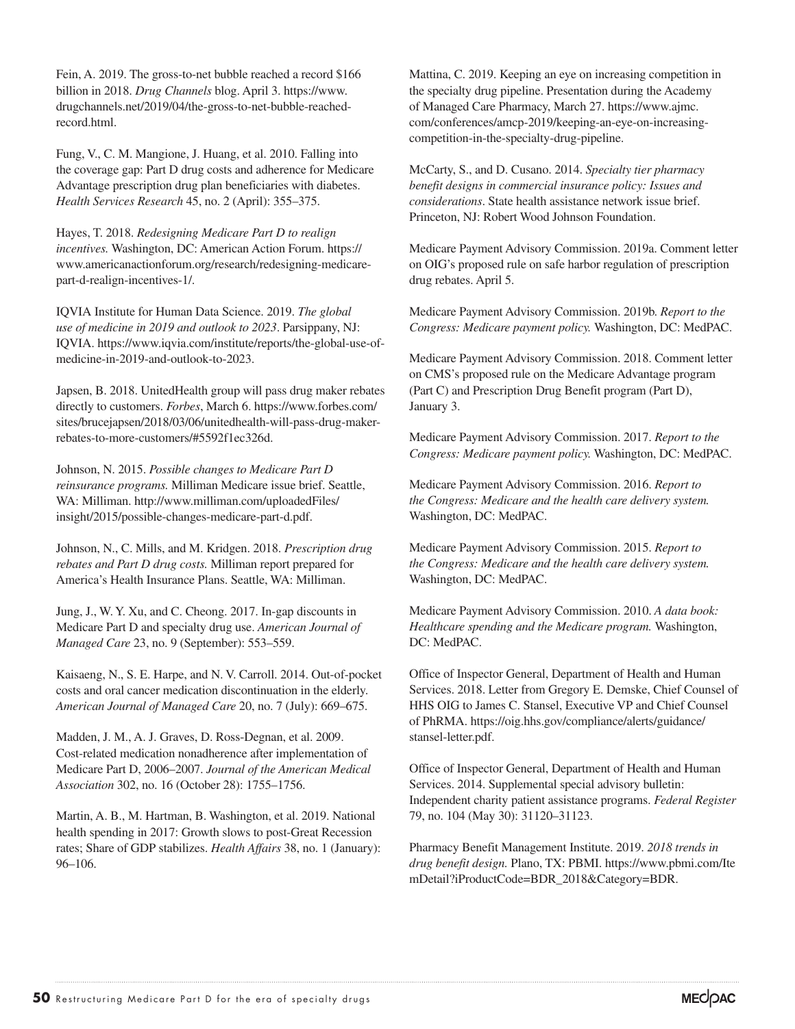Fein, A. 2019. The gross-to-net bubble reached a record $166 billion in 2018. *Drug Channels* blog. April 3. https://www.drugchannels.net/2019/04/the-gross-to-net-bubble-reached-record.html.

Fung, V., C. M. Mangione, J. Huang, et al. 2010. Falling into the coverage gap: Part D drug costs and adherence for Medicare Advantage prescription drug plan beneficiaries with diabetes. *Health Services Research* 45, no. 2 (April): 355–375.

Hayes, T. 2018. *Redesigning Medicare Part D to realign incentives.* Washington, DC: American Action Forum. https://www.americanactionforum.org/research/redesigning-medicare-part-d-realign-incentives-1/.

IQVIA Institute for Human Data Science. 2019. *The global use of medicine in 2019 and outlook to 2023*. Parsippany, NJ: IQVIA. https://www.iqvia.com/institute/reports/the-global-use-of-medicine-in-2019-and-outlook-to-2023.

Japsen, B. 2018. UnitedHealth group will pass drug maker rebates directly to customers. *Forbes*, March 6. https://www.forbes.com/sites/brucejapsen/2018/03/06/unitedhealth-will-pass-drug-maker-rebates-to-more-customers/#5592f1ec326d.

Johnson, N. 2015. *Possible changes to Medicare Part D reinsurance programs.* Milliman Medicare issue brief. Seattle, WA: Milliman. http://www.milliman.com/uploadedFiles/insight/2015/possible-changes-medicare-part-d.pdf.

Johnson, N., C. Mills, and M. Kridgen. 2018. *Prescription drug rebates and Part D drug costs.* Milliman report prepared for America's Health Insurance Plans. Seattle, WA: Milliman.

Jung, J., W. Y. Xu, and C. Cheong. 2017. In-gap discounts in Medicare Part D and specialty drug use. *American Journal of Managed Care* 23, no. 9 (September): 553–559.

Kaisaeng, N., S. E. Harpe, and N. V. Carroll. 2014. Out-of-pocket costs and oral cancer medication discontinuation in the elderly. *American Journal of Managed Care* 20, no. 7 (July): 669–675.

Madden, J. M., A. J. Graves, D. Ross-Degnan, et al. 2009. Cost-related medication nonadherence after implementation of Medicare Part D, 2006–2007. *Journal of the American Medical Association* 302, no. 16 (October 28): 1755–1756.

Martin, A. B., M. Hartman, B. Washington, et al. 2019. National health spending in 2017: Growth slows to post-Great Recession rates; Share of GDP stabilizes. *Health Affairs* 38, no. 1 (January): 96–106.

Mattina, C. 2019. Keeping an eye on increasing competition in the specialty drug pipeline. Presentation during the Academy of Managed Care Pharmacy, March 27. https://www.ajmc.com/conferences/amcp-2019/keeping-an-eye-on-increasing-competition-in-the-specialty-drug-pipeline.

McCarty, S., and D. Cusano. 2014. *Specialty tier pharmacy benefit designs in commercial insurance policy: Issues and considerations*. State health assistance network issue brief. Princeton, NJ: Robert Wood Johnson Foundation.

Medicare Payment Advisory Commission. 2019a. Comment letter on OIG's proposed rule on safe harbor regulation of prescription drug rebates. April 5.

Medicare Payment Advisory Commission. 2019b. *Report to the Congress: Medicare payment policy.* Washington, DC: MedPAC.

Medicare Payment Advisory Commission. 2018. Comment letter on CMS's proposed rule on the Medicare Advantage program (Part C) and Prescription Drug Benefit program (Part D), January 3.

Medicare Payment Advisory Commission. 2017. *Report to the Congress: Medicare payment policy.* Washington, DC: MedPAC.

Medicare Payment Advisory Commission. 2016. *Report to the Congress: Medicare and the health care delivery system.* Washington, DC: MedPAC.

Medicare Payment Advisory Commission. 2015. *Report to the Congress: Medicare and the health care delivery system.* Washington, DC: MedPAC.

Medicare Payment Advisory Commission. 2010. *A data book: Healthcare spending and the Medicare program.* Washington, DC: MedPAC.

Office of Inspector General, Department of Health and Human Services. 2018. Letter from Gregory E. Demske, Chief Counsel of HHS OIG to James C. Stansel, Executive VP and Chief Counsel of PhRMA. https://oig.hhs.gov/compliance/alerts/guidance/stansel-letter.pdf.

Office of Inspector General, Department of Health and Human Services. 2014. Supplemental special advisory bulletin: Independent charity patient assistance programs. *Federal Register* 79, no. 104 (May 30): 31120–31123.

Pharmacy Benefit Management Institute. 2019. *2018 trends in drug benefit design.* Plano, TX: PBMI. https://www.pbmi.com/ItemDetail?iProductCode=BDR_2018&Category=BDR.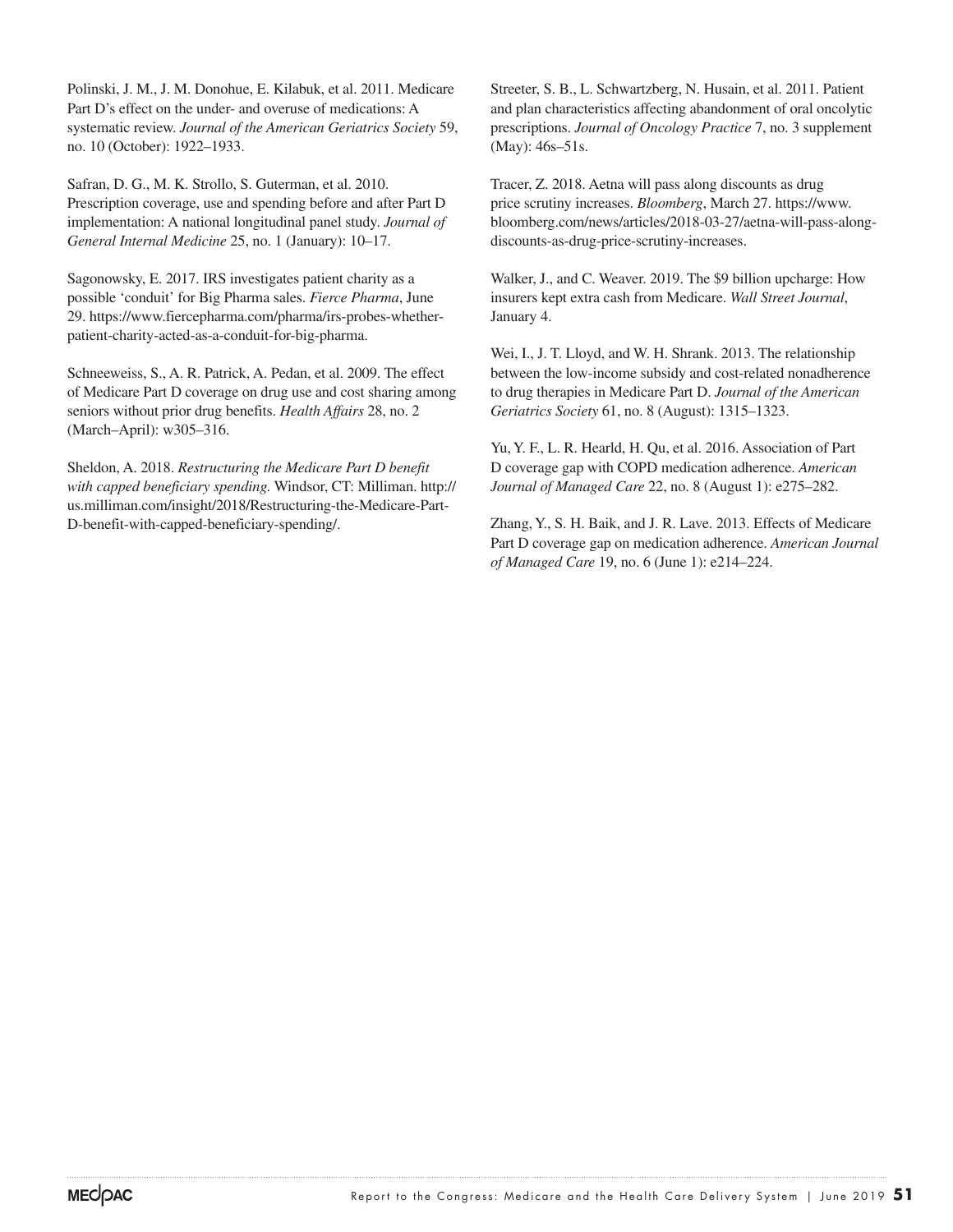Polinski, J. M., J. M. Donohue, E. Kilabuk, et al. 2011. Medicare Part D's effect on the under- and overuse of medications: A systematic review. *Journal of the American Geriatrics Society* 59, no. 10 (October): 1922–1933.

Safran, D. G., M. K. Strollo, S. Guterman, et al. 2010. Prescription coverage, use and spending before and after Part D implementation: A national longitudinal panel study. *Journal of General Internal Medicine* 25, no. 1 (January): 10–17.

Sagonowsky, E. 2017. IRS investigates patient charity as a possible 'conduit' for Big Pharma sales. *Fierce Pharma*, June 29. https://www.fiercepharma.com/pharma/irs-probes-whether-patient-charity-acted-as-a-conduit-for-big-pharma.

Schneeweiss, S., A. R. Patrick, A. Pedan, et al. 2009. The effect of Medicare Part D coverage on drug use and cost sharing among seniors without prior drug benefits. *Health Affairs* 28, no. 2 (March–April): w305–316.

Sheldon, A. 2018. *Restructuring the Medicare Part D benefit with capped beneficiary spending*. Windsor, CT: Milliman. http://us.milliman.com/insight/2018/Restructuring-the-Medicare-Part-D-benefit-with-capped-beneficiary-spending/.

Streeter, S. B., L. Schwartzberg, N. Husain, et al. 2011. Patient and plan characteristics affecting abandonment of oral oncolytic prescriptions. *Journal of Oncology Practice* 7, no. 3 supplement (May): 46s–51s.

Tracer, Z. 2018. Aetna will pass along discounts as drug price scrutiny increases. *Bloomberg*, March 27. https://www.bloomberg.com/news/articles/2018-03-27/aetna-will-pass-along-discounts-as-drug-price-scrutiny-increases.

Walker, J., and C. Weaver. 2019. The $9 billion upcharge: How insurers kept extra cash from Medicare. *Wall Street Journal*, January 4.

Wei, I., J. T. Lloyd, and W. H. Shrank. 2013. The relationship between the low-income subsidy and cost-related nonadherence to drug therapies in Medicare Part D. *Journal of the American Geriatrics Society* 61, no. 8 (August): 1315–1323.

Yu, Y. F., L. R. Hearld, H. Qu, et al. 2016. Association of Part D coverage gap with COPD medication adherence. *American Journal of Managed Care* 22, no. 8 (August 1): e275–282.

Zhang, Y., S. H. Baik, and J. R. Lave. 2013. Effects of Medicare Part D coverage gap on medication adherence. *American Journal of Managed Care* 19, no. 6 (June 1): e214–224.